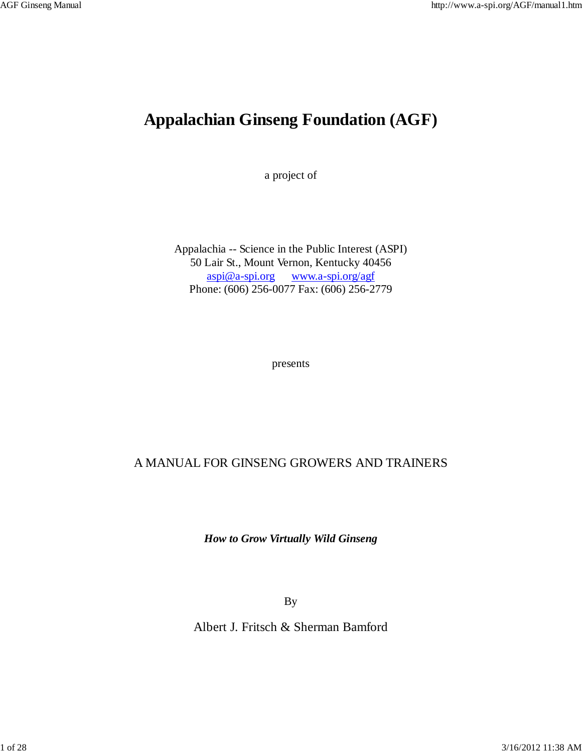# Appalachian Ginseng Foundation (AGF)

a project of

Appalachia -- Science in the Public Interest (ASPI)
50 Lair St., Mount Vernon, Kentucky 40456
aspi@a-spi.org      www.a-spi.org/agf
Phone: (606) 256-0077 Fax: (606) 256-2779

presents

A MANUAL FOR GINSENG GROWERS AND TRAINERS

***How to Grow Virtually Wild Ginseng***

By

Albert J. Fritsch & Sherman Bamford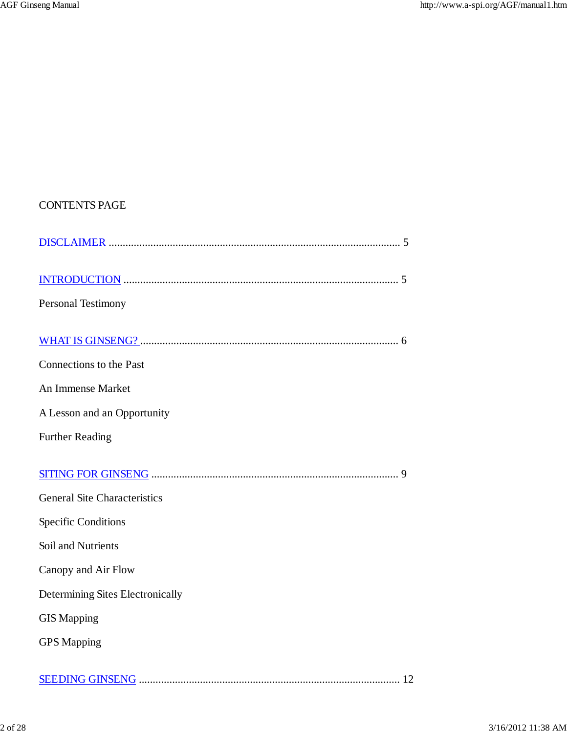CONTENTS PAGE

DISCLAIMER ........................................................................................................ 5

INTRODUCTION .................................................................................................. 5

Personal Testimony

WHAT IS GINSENG? ............................................................................................ 6

Connections to the Past

An Immense Market

A Lesson and an Opportunity

Further Reading

SITING FOR GINSENG ........................................................................................ 9

General Site Characteristics

Specific Conditions

Soil and Nutrients

Canopy and Air Flow

Determining Sites Electronically

GIS Mapping

GPS Mapping

SEEDING GINSENG ............................................................................................. 12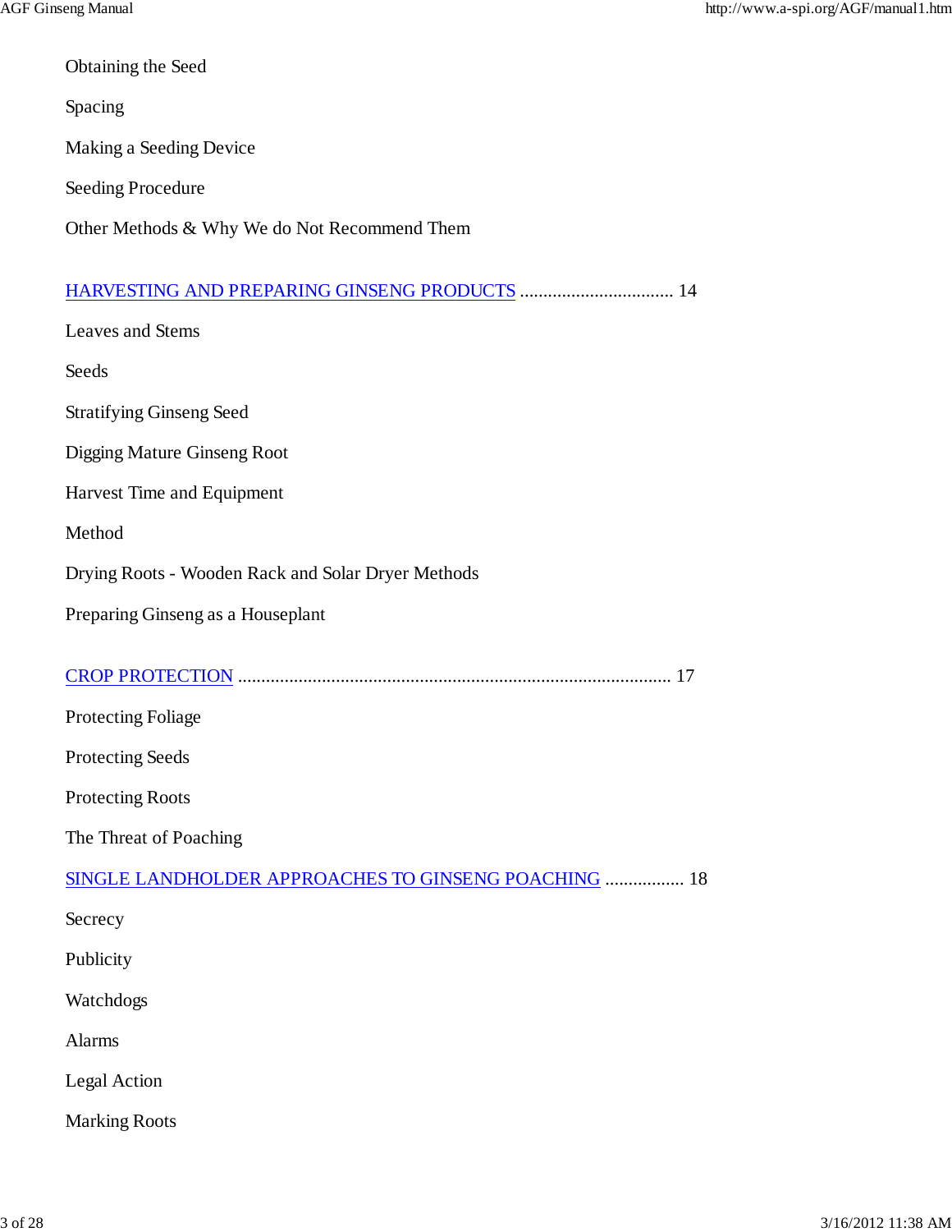Obtaining the Seed

Spacing

Making a Seeding Device

Seeding Procedure

Other Methods & Why We do Not Recommend Them

[HARVESTING AND PREPARING GINSENG PRODUCTS](#) ................................. 14

Leaves and Stems

Seeds

Stratifying Ginseng Seed

Digging Mature Ginseng Root

Harvest Time and Equipment

Method

Drying Roots - Wooden Rack and Solar Dryer Methods

Preparing Ginseng as a Houseplant

[CROP PROTECTION](#) ............................................................................................ 17

Protecting Foliage

Protecting Seeds

Protecting Roots

The Threat of Poaching

[SINGLE LANDHOLDER APPROACHES TO GINSENG POACHING](#) ................. 18

Secrecy

Publicity

Watchdogs

Alarms

Legal Action

Marking Roots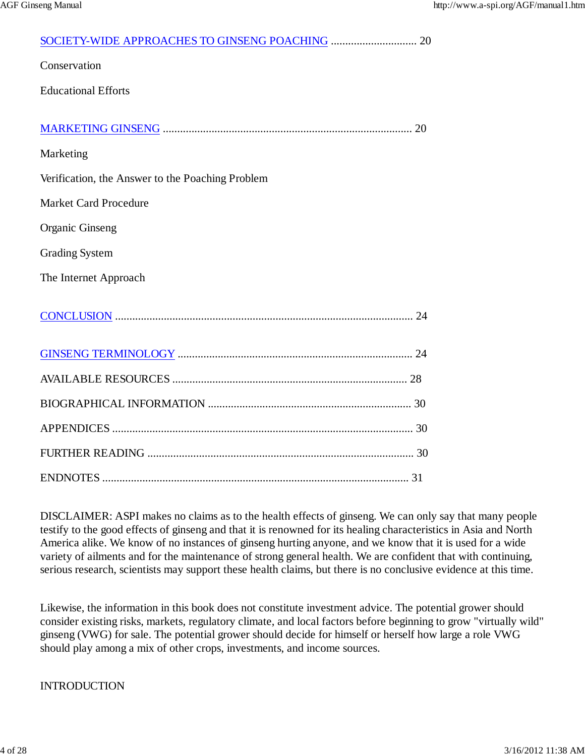[SOCIETY-WIDE APPROACHES TO GINSENG POACHING](#) .............................. 20

Conservation

Educational Efforts

[MARKETING GINSENG](#) ...................................................................................... 20

Marketing

Verification, the Answer to the Poaching Problem

Market Card Procedure

Organic Ginseng

Grading System

The Internet Approach

[CONCLUSION](#) ....................................................................................................... 24

[GINSENG TERMINOLOGY](#) .................................................................................. 24

AVAILABLE RESOURCES .................................................................................. 28

BIOGRAPHICAL INFORMATION ....................................................................... 30

APPENDICES ......................................................................................................... 30

FURTHER READING ............................................................................................. 30

ENDNOTES ........................................................................................................... 31

DISCLAIMER: ASPI makes no claims as to the health effects of ginseng. We can only say that many people testify to the good effects of ginseng and that it is renowned for its healing characteristics in Asia and North America alike. We know of no instances of ginseng hurting anyone, and we know that it is used for a wide variety of ailments and for the maintenance of strong general health. We are confident that with continuing, serious research, scientists may support these health claims, but there is no conclusive evidence at this time.

Likewise, the information in this book does not constitute investment advice. The potential grower should consider existing risks, markets, regulatory climate, and local factors before beginning to grow "virtually wild" ginseng (VWG) for sale. The potential grower should decide for himself or herself how large a role VWG should play among a mix of other crops, investments, and income sources.

## INTRODUCTION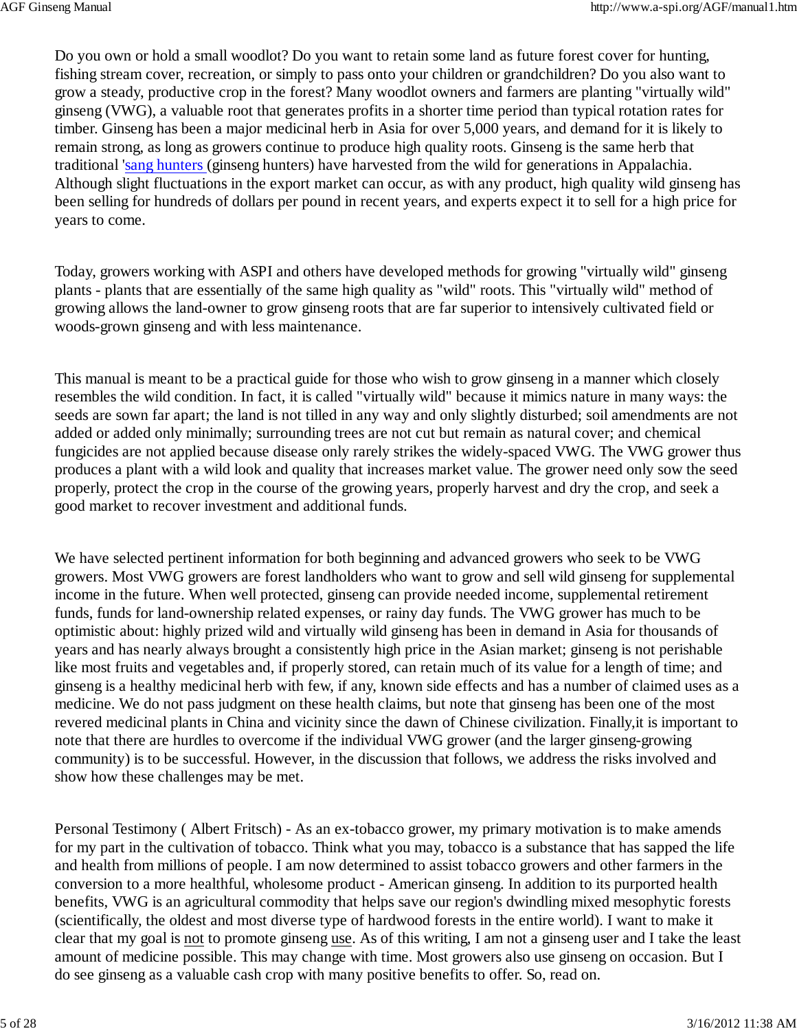Do you own or hold a small woodlot? Do you want to retain some land as future forest cover for hunting, fishing stream cover, recreation, or simply to pass onto your children or grandchildren? Do you also want to grow a steady, productive crop in the forest? Many woodlot owners and farmers are planting "virtually wild" ginseng (VWG), a valuable root that generates profits in a shorter time period than typical rotation rates for timber. Ginseng has been a major medicinal herb in Asia for over 5,000 years, and demand for it is likely to remain strong, as long as growers continue to produce high quality roots. Ginseng is the same herb that traditional 'sang hunters (ginseng hunters) have harvested from the wild for generations in Appalachia. Although slight fluctuations in the export market can occur, as with any product, high quality wild ginseng has been selling for hundreds of dollars per pound in recent years, and experts expect it to sell for a high price for years to come.

Today, growers working with ASPI and others have developed methods for growing "virtually wild" ginseng plants - plants that are essentially of the same high quality as "wild" roots. This "virtually wild" method of growing allows the land-owner to grow ginseng roots that are far superior to intensively cultivated field or woods-grown ginseng and with less maintenance.

This manual is meant to be a practical guide for those who wish to grow ginseng in a manner which closely resembles the wild condition. In fact, it is called "virtually wild" because it mimics nature in many ways: the seeds are sown far apart; the land is not tilled in any way and only slightly disturbed; soil amendments are not added or added only minimally; surrounding trees are not cut but remain as natural cover; and chemical fungicides are not applied because disease only rarely strikes the widely-spaced VWG. The VWG grower thus produces a plant with a wild look and quality that increases market value. The grower need only sow the seed properly, protect the crop in the course of the growing years, properly harvest and dry the crop, and seek a good market to recover investment and additional funds.

We have selected pertinent information for both beginning and advanced growers who seek to be VWG growers. Most VWG growers are forest landholders who want to grow and sell wild ginseng for supplemental income in the future. When well protected, ginseng can provide needed income, supplemental retirement funds, funds for land-ownership related expenses, or rainy day funds. The VWG grower has much to be optimistic about: highly prized wild and virtually wild ginseng has been in demand in Asia for thousands of years and has nearly always brought a consistently high price in the Asian market; ginseng is not perishable like most fruits and vegetables and, if properly stored, can retain much of its value for a length of time; and ginseng is a healthy medicinal herb with few, if any, known side effects and has a number of claimed uses as a medicine. We do not pass judgment on these health claims, but note that ginseng has been one of the most revered medicinal plants in China and vicinity since the dawn of Chinese civilization. Finally,it is important to note that there are hurdles to overcome if the individual VWG grower (and the larger ginseng-growing community) is to be successful. However, in the discussion that follows, we address the risks involved and show how these challenges may be met.

Personal Testimony ( Albert Fritsch) - As an ex-tobacco grower, my primary motivation is to make amends for my part in the cultivation of tobacco. Think what you may, tobacco is a substance that has sapped the life and health from millions of people. I am now determined to assist tobacco growers and other farmers in the conversion to a more healthful, wholesome product - American ginseng. In addition to its purported health benefits, VWG is an agricultural commodity that helps save our region's dwindling mixed mesophytic forests (scientifically, the oldest and most diverse type of hardwood forests in the entire world). I want to make it clear that my goal is not to promote ginseng use. As of this writing, I am not a ginseng user and I take the least amount of medicine possible. This may change with time. Most growers also use ginseng on occasion. But I do see ginseng as a valuable cash crop with many positive benefits to offer. So, read on.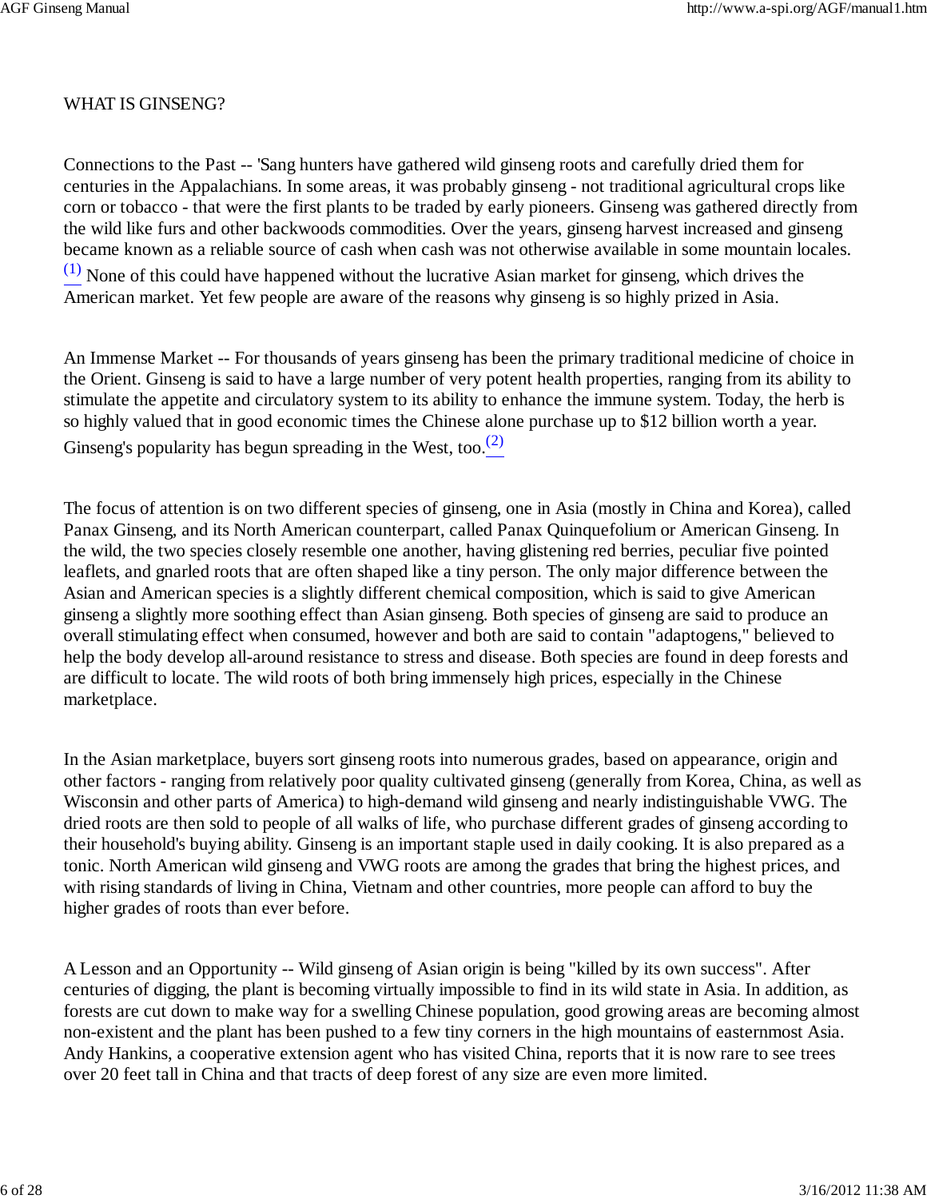WHAT IS GINSENG?

Connections to the Past -- 'Sang hunters have gathered wild ginseng roots and carefully dried them for centuries in the Appalachians. In some areas, it was probably ginseng - not traditional agricultural crops like corn or tobacco - that were the first plants to be traded by early pioneers. Ginseng was gathered directly from the wild like furs and other backwoods commodities. Over the years, ginseng harvest increased and ginseng became known as a reliable source of cash when cash was not otherwise available in some mountain locales. (1) None of this could have happened without the lucrative Asian market for ginseng, which drives the American market. Yet few people are aware of the reasons why ginseng is so highly prized in Asia.

An Immense Market -- For thousands of years ginseng has been the primary traditional medicine of choice in the Orient. Ginseng is said to have a large number of very potent health properties, ranging from its ability to stimulate the appetite and circulatory system to its ability to enhance the immune system. Today, the herb is so highly valued that in good economic times the Chinese alone purchase up to $12 billion worth a year. Ginseng's popularity has begun spreading in the West, too.(2)

The focus of attention is on two different species of ginseng, one in Asia (mostly in China and Korea), called Panax Ginseng, and its North American counterpart, called Panax Quinquefolium or American Ginseng. In the wild, the two species closely resemble one another, having glistening red berries, peculiar five pointed leaflets, and gnarled roots that are often shaped like a tiny person. The only major difference between the Asian and American species is a slightly different chemical composition, which is said to give American ginseng a slightly more soothing effect than Asian ginseng. Both species of ginseng are said to produce an overall stimulating effect when consumed, however and both are said to contain "adaptogens," believed to help the body develop all-around resistance to stress and disease. Both species are found in deep forests and are difficult to locate. The wild roots of both bring immensely high prices, especially in the Chinese marketplace.

In the Asian marketplace, buyers sort ginseng roots into numerous grades, based on appearance, origin and other factors - ranging from relatively poor quality cultivated ginseng (generally from Korea, China, as well as Wisconsin and other parts of America) to high-demand wild ginseng and nearly indistinguishable VWG. The dried roots are then sold to people of all walks of life, who purchase different grades of ginseng according to their household's buying ability. Ginseng is an important staple used in daily cooking. It is also prepared as a tonic. North American wild ginseng and VWG roots are among the grades that bring the highest prices, and with rising standards of living in China, Vietnam and other countries, more people can afford to buy the higher grades of roots than ever before.

A Lesson and an Opportunity -- Wild ginseng of Asian origin is being "killed by its own success". After centuries of digging, the plant is becoming virtually impossible to find in its wild state in Asia. In addition, as forests are cut down to make way for a swelling Chinese population, good growing areas are becoming almost non-existent and the plant has been pushed to a few tiny corners in the high mountains of easternmost Asia. Andy Hankins, a cooperative extension agent who has visited China, reports that it is now rare to see trees over 20 feet tall in China and that tracts of deep forest of any size are even more limited.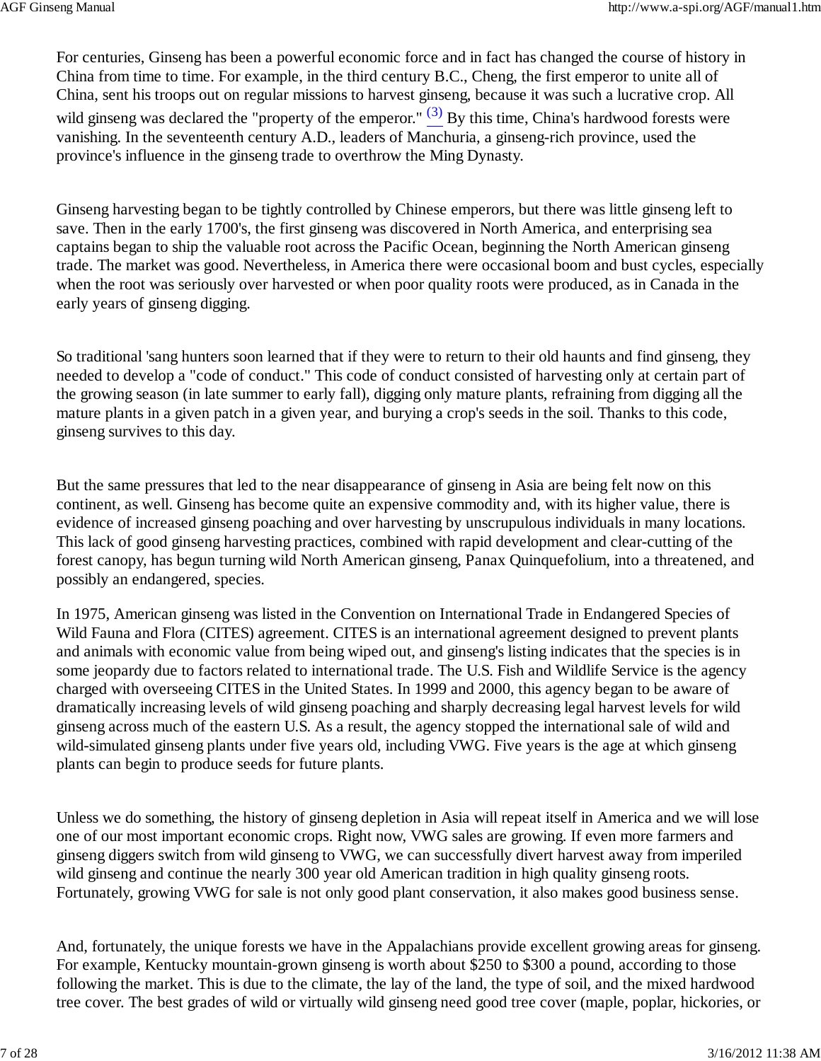For centuries, Ginseng has been a powerful economic force and in fact has changed the course of history in China from time to time. For example, in the third century B.C., Cheng, the first emperor to unite all of China, sent his troops out on regular missions to harvest ginseng, because it was such a lucrative crop. All wild ginseng was declared the "property of the emperor." [(3)] By this time, China's hardwood forests were vanishing. In the seventeenth century A.D., leaders of Manchuria, a ginseng-rich province, used the province's influence in the ginseng trade to overthrow the Ming Dynasty.

Ginseng harvesting began to be tightly controlled by Chinese emperors, but there was little ginseng left to save. Then in the early 1700's, the first ginseng was discovered in North America, and enterprising sea captains began to ship the valuable root across the Pacific Ocean, beginning the North American ginseng trade. The market was good. Nevertheless, in America there were occasional boom and bust cycles, especially when the root was seriously over harvested or when poor quality roots were produced, as in Canada in the early years of ginseng digging.

So traditional 'sang hunters soon learned that if they were to return to their old haunts and find ginseng, they needed to develop a "code of conduct." This code of conduct consisted of harvesting only at certain part of the growing season (in late summer to early fall), digging only mature plants, refraining from digging all the mature plants in a given patch in a given year, and burying a crop's seeds in the soil. Thanks to this code, ginseng survives to this day.

But the same pressures that led to the near disappearance of ginseng in Asia are being felt now on this continent, as well. Ginseng has become quite an expensive commodity and, with its higher value, there is evidence of increased ginseng poaching and over harvesting by unscrupulous individuals in many locations. This lack of good ginseng harvesting practices, combined with rapid development and clear-cutting of the forest canopy, has begun turning wild North American ginseng, Panax Quinquefolium, into a threatened, and possibly an endangered, species.

In 1975, American ginseng was listed in the Convention on International Trade in Endangered Species of Wild Fauna and Flora (CITES) agreement. CITES is an international agreement designed to prevent plants and animals with economic value from being wiped out, and ginseng's listing indicates that the species is in some jeopardy due to factors related to international trade. The U.S. Fish and Wildlife Service is the agency charged with overseeing CITES in the United States. In 1999 and 2000, this agency began to be aware of dramatically increasing levels of wild ginseng poaching and sharply decreasing legal harvest levels for wild ginseng across much of the eastern U.S. As a result, the agency stopped the international sale of wild and wild-simulated ginseng plants under five years old, including VWG. Five years is the age at which ginseng plants can begin to produce seeds for future plants.

Unless we do something, the history of ginseng depletion in Asia will repeat itself in America and we will lose one of our most important economic crops. Right now, VWG sales are growing. If even more farmers and ginseng diggers switch from wild ginseng to VWG, we can successfully divert harvest away from imperiled wild ginseng and continue the nearly 300 year old American tradition in high quality ginseng roots. Fortunately, growing VWG for sale is not only good plant conservation, it also makes good business sense.

And, fortunately, the unique forests we have in the Appalachians provide excellent growing areas for ginseng. For example, Kentucky mountain-grown ginseng is worth about $250 to $300 a pound, according to those following the market. This is due to the climate, the lay of the land, the type of soil, and the mixed hardwood tree cover. The best grades of wild or virtually wild ginseng need good tree cover (maple, poplar, hickories, or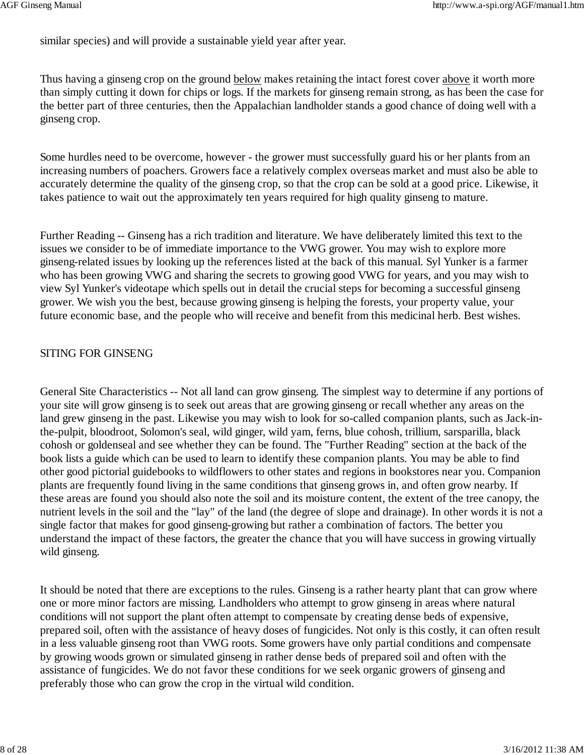similar species) and will provide a sustainable yield year after year.

Thus having a ginseng crop on the ground <u>below</u> makes retaining the intact forest cover <u>above</u> it worth more than simply cutting it down for chips or logs. If the markets for ginseng remain strong, as has been the case for the better part of three centuries, then the Appalachian landholder stands a good chance of doing well with a ginseng crop.

Some hurdles need to be overcome, however - the grower must successfully guard his or her plants from an increasing numbers of poachers. Growers face a relatively complex overseas market and must also be able to accurately determine the quality of the ginseng crop, so that the crop can be sold at a good price. Likewise, it takes patience to wait out the approximately ten years required for high quality ginseng to mature.

Further Reading -- Ginseng has a rich tradition and literature. We have deliberately limited this text to the issues we consider to be of immediate importance to the VWG grower. You may wish to explore more ginseng-related issues by looking up the references listed at the back of this manual. Syl Yunker is a farmer who has been growing VWG and sharing the secrets to growing good VWG for years, and you may wish to view Syl Yunker's videotape which spells out in detail the crucial steps for becoming a successful ginseng grower. We wish you the best, because growing ginseng is helping the forests, your property value, your future economic base, and the people who will receive and benefit from this medicinal herb. Best wishes.

## SITING FOR GINSENG

General Site Characteristics -- Not all land can grow ginseng. The simplest way to determine if any portions of your site will grow ginseng is to seek out areas that are growing ginseng or recall whether any areas on the land grew ginseng in the past. Likewise you may wish to look for so-called companion plants, such as Jack-in-the-pulpit, bloodroot, Solomon's seal, wild ginger, wild yam, ferns, blue cohosh, trillium, sarsparilla, black cohosh or goldenseal and see whether they can be found. The "Further Reading" section at the back of the book lists a guide which can be used to learn to identify these companion plants. You may be able to find other good pictorial guidebooks to wildflowers to other states and regions in bookstores near you. Companion plants are frequently found living in the same conditions that ginseng grows in, and often grow nearby. If these areas are found you should also note the soil and its moisture content, the extent of the tree canopy, the nutrient levels in the soil and the "lay" of the land (the degree of slope and drainage). In other words it is not a single factor that makes for good ginseng-growing but rather a combination of factors. The better you understand the impact of these factors, the greater the chance that you will have success in growing virtually wild ginseng.

It should be noted that there are exceptions to the rules. Ginseng is a rather hearty plant that can grow where one or more minor factors are missing. Landholders who attempt to grow ginseng in areas where natural conditions will not support the plant often attempt to compensate by creating dense beds of expensive, prepared soil, often with the assistance of heavy doses of fungicides. Not only is this costly, it can often result in a less valuable ginseng root than VWG roots. Some growers have only partial conditions and compensate by growing woods grown or simulated ginseng in rather dense beds of prepared soil and often with the assistance of fungicides. We do not favor these conditions for we seek organic growers of ginseng and preferably those who can grow the crop in the virtual wild condition.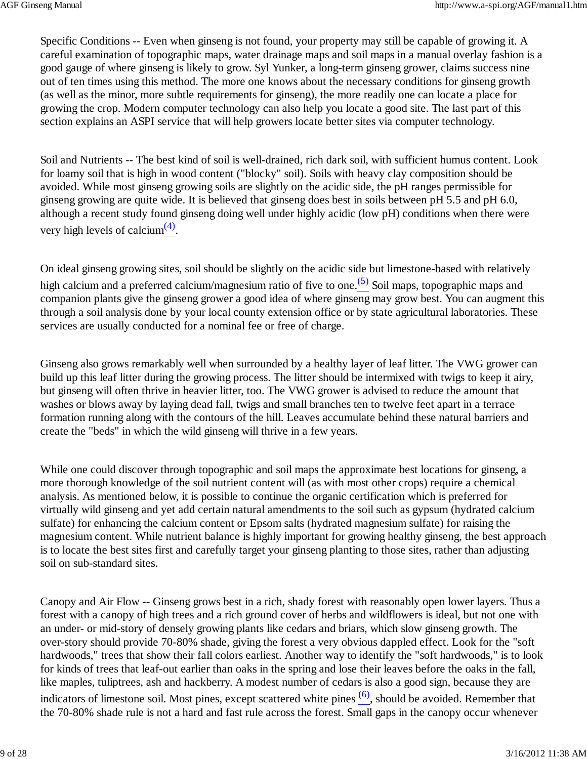Specific Conditions -- Even when ginseng is not found, your property may still be capable of growing it. A careful examination of topographic maps, water drainage maps and soil maps in a manual overlay fashion is a good gauge of where ginseng is likely to grow. Syl Yunker, a long-term ginseng grower, claims success nine out of ten times using this method. The more one knows about the necessary conditions for ginseng growth (as well as the minor, more subtle requirements for ginseng), the more readily one can locate a place for growing the crop. Modern computer technology can also help you locate a good site. The last part of this section explains an ASPI service that will help growers locate better sites via computer technology.

Soil and Nutrients -- The best kind of soil is well-drained, rich dark soil, with sufficient humus content. Look for loamy soil that is high in wood content ("blocky" soil). Soils with heavy clay composition should be avoided. While most ginseng growing soils are slightly on the acidic side, the pH ranges permissible for ginseng growing are quite wide. It is believed that ginseng does best in soils between pH 5.5 and pH 6.0, although a recent study found ginseng doing well under highly acidic (low pH) conditions when there were very high levels of calcium[(4)].

On ideal ginseng growing sites, soil should be slightly on the acidic side but limestone-based with relatively high calcium and a preferred calcium/magnesium ratio of five to one.[(5)] Soil maps, topographic maps and companion plants give the ginseng grower a good idea of where ginseng may grow best. You can augment this through a soil analysis done by your local county extension office or by state agricultural laboratories. These services are usually conducted for a nominal fee or free of charge.

Ginseng also grows remarkably well when surrounded by a healthy layer of leaf litter. The VWG grower can build up this leaf litter during the growing process. The litter should be intermixed with twigs to keep it airy, but ginseng will often thrive in heavier litter, too. The VWG grower is advised to reduce the amount that washes or blows away by laying dead fall, twigs and small branches ten to twelve feet apart in a terrace formation running along with the contours of the hill. Leaves accumulate behind these natural barriers and create the "beds" in which the wild ginseng will thrive in a few years.

While one could discover through topographic and soil maps the approximate best locations for ginseng, a more thorough knowledge of the soil nutrient content will (as with most other crops) require a chemical analysis. As mentioned below, it is possible to continue the organic certification which is preferred for virtually wild ginseng and yet add certain natural amendments to the soil such as gypsum (hydrated calcium sulfate) for enhancing the calcium content or Epsom salts (hydrated magnesium sulfate) for raising the magnesium content. While nutrient balance is highly important for growing healthy ginseng, the best approach is to locate the best sites first and carefully target your ginseng planting to those sites, rather than adjusting soil on sub-standard sites.

Canopy and Air Flow -- Ginseng grows best in a rich, shady forest with reasonably open lower layers. Thus a forest with a canopy of high trees and a rich ground cover of herbs and wildflowers is ideal, but not one with an under- or mid-story of densely growing plants like cedars and briars, which slow ginseng growth. The over-story should provide 70-80% shade, giving the forest a very obvious dappled effect. Look for the "soft hardwoods," trees that show their fall colors earliest. Another way to identify the "soft hardwoods," is to look for kinds of trees that leaf-out earlier than oaks in the spring and lose their leaves before the oaks in the fall, like maples, tuliptrees, ash and hackberry. A modest number of cedars is also a good sign, because they are indicators of limestone soil. Most pines, except scattered white pines [(6)], should be avoided. Remember that the 70-80% shade rule is not a hard and fast rule across the forest. Small gaps in the canopy occur whenever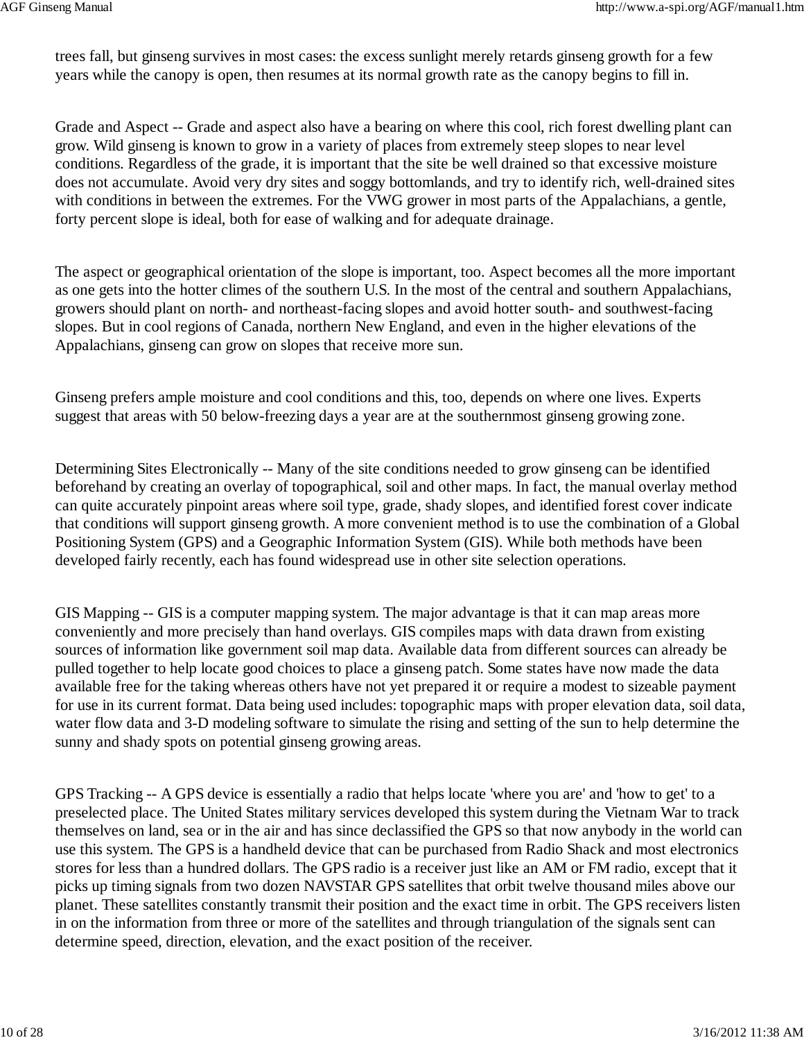trees fall, but ginseng survives in most cases: the excess sunlight merely retards ginseng growth for a few years while the canopy is open, then resumes at its normal growth rate as the canopy begins to fill in.

Grade and Aspect -- Grade and aspect also have a bearing on where this cool, rich forest dwelling plant can grow. Wild ginseng is known to grow in a variety of places from extremely steep slopes to near level conditions. Regardless of the grade, it is important that the site be well drained so that excessive moisture does not accumulate. Avoid very dry sites and soggy bottomlands, and try to identify rich, well-drained sites with conditions in between the extremes. For the VWG grower in most parts of the Appalachians, a gentle, forty percent slope is ideal, both for ease of walking and for adequate drainage.

The aspect or geographical orientation of the slope is important, too. Aspect becomes all the more important as one gets into the hotter climes of the southern U.S. In the most of the central and southern Appalachians, growers should plant on north- and northeast-facing slopes and avoid hotter south- and southwest-facing slopes. But in cool regions of Canada, northern New England, and even in the higher elevations of the Appalachians, ginseng can grow on slopes that receive more sun.

Ginseng prefers ample moisture and cool conditions and this, too, depends on where one lives. Experts suggest that areas with 50 below-freezing days a year are at the southernmost ginseng growing zone.

Determining Sites Electronically -- Many of the site conditions needed to grow ginseng can be identified beforehand by creating an overlay of topographical, soil and other maps. In fact, the manual overlay method can quite accurately pinpoint areas where soil type, grade, shady slopes, and identified forest cover indicate that conditions will support ginseng growth. A more convenient method is to use the combination of a Global Positioning System (GPS) and a Geographic Information System (GIS). While both methods have been developed fairly recently, each has found widespread use in other site selection operations.

GIS Mapping -- GIS is a computer mapping system. The major advantage is that it can map areas more conveniently and more precisely than hand overlays. GIS compiles maps with data drawn from existing sources of information like government soil map data. Available data from different sources can already be pulled together to help locate good choices to place a ginseng patch. Some states have now made the data available free for the taking whereas others have not yet prepared it or require a modest to sizeable payment for use in its current format. Data being used includes: topographic maps with proper elevation data, soil data, water flow data and 3-D modeling software to simulate the rising and setting of the sun to help determine the sunny and shady spots on potential ginseng growing areas.

GPS Tracking -- A GPS device is essentially a radio that helps locate 'where you are' and 'how to get' to a preselected place. The United States military services developed this system during the Vietnam War to track themselves on land, sea or in the air and has since declassified the GPS so that now anybody in the world can use this system. The GPS is a handheld device that can be purchased from Radio Shack and most electronics stores for less than a hundred dollars. The GPS radio is a receiver just like an AM or FM radio, except that it picks up timing signals from two dozen NAVSTAR GPS satellites that orbit twelve thousand miles above our planet. These satellites constantly transmit their position and the exact time in orbit. The GPS receivers listen in on the information from three or more of the satellites and through triangulation of the signals sent can determine speed, direction, elevation, and the exact position of the receiver.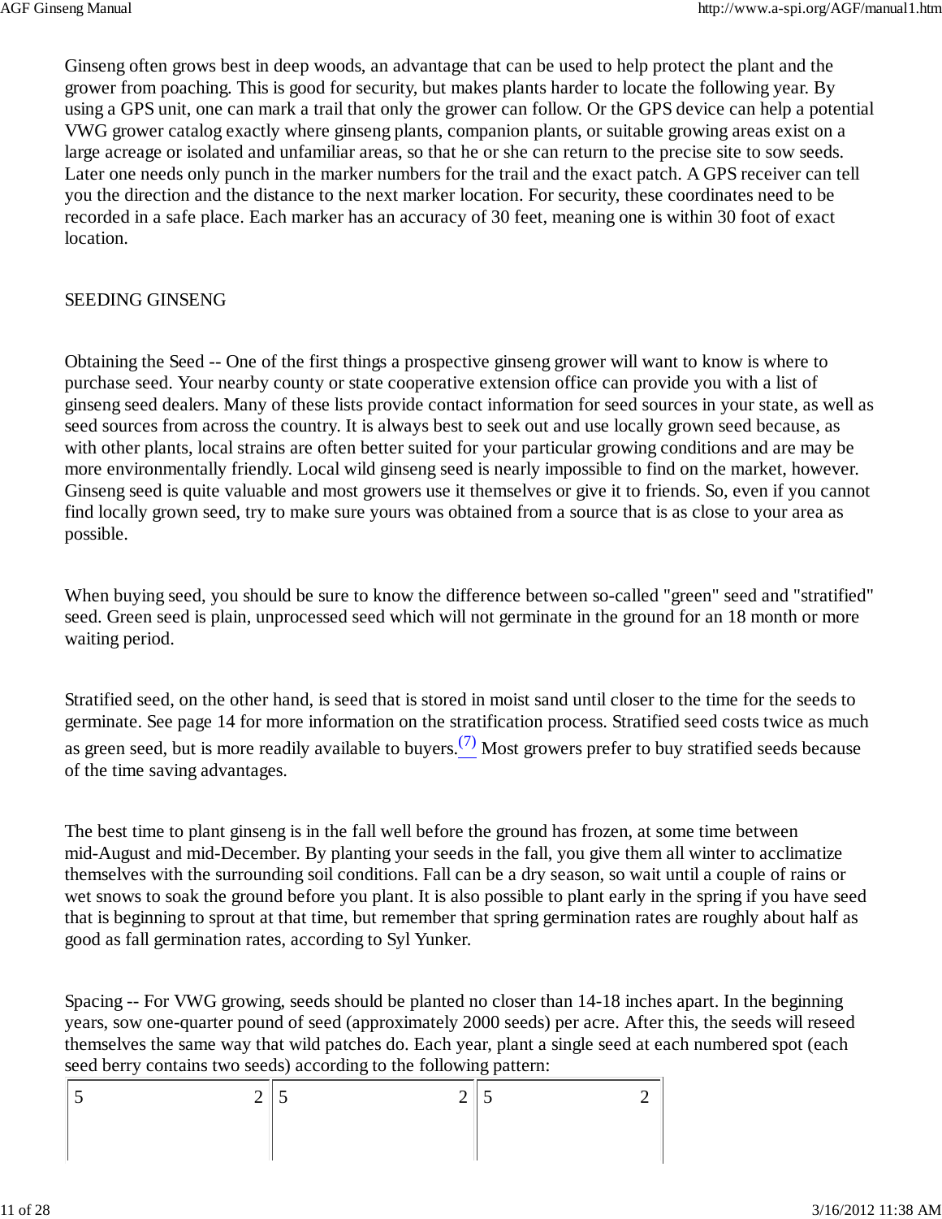Ginseng often grows best in deep woods, an advantage that can be used to help protect the plant and the grower from poaching. This is good for security, but makes plants harder to locate the following year. By using a GPS unit, one can mark a trail that only the grower can follow. Or the GPS device can help a potential VWG grower catalog exactly where ginseng plants, companion plants, or suitable growing areas exist on a large acreage or isolated and unfamiliar areas, so that he or she can return to the precise site to sow seeds. Later one needs only punch in the marker numbers for the trail and the exact patch. A GPS receiver can tell you the direction and the distance to the next marker location. For security, these coordinates need to be recorded in a safe place. Each marker has an accuracy of 30 feet, meaning one is within 30 foot of exact location.

## SEEDING GINSENG

Obtaining the Seed -- One of the first things a prospective ginseng grower will want to know is where to purchase seed. Your nearby county or state cooperative extension office can provide you with a list of ginseng seed dealers. Many of these lists provide contact information for seed sources in your state, as well as seed sources from across the country. It is always best to seek out and use locally grown seed because, as with other plants, local strains are often better suited for your particular growing conditions and are may be more environmentally friendly. Local wild ginseng seed is nearly impossible to find on the market, however. Ginseng seed is quite valuable and most growers use it themselves or give it to friends. So, even if you cannot find locally grown seed, try to make sure yours was obtained from a source that is as close to your area as possible.

When buying seed, you should be sure to know the difference between so-called "green" seed and "stratified" seed. Green seed is plain, unprocessed seed which will not germinate in the ground for an 18 month or more waiting period.

Stratified seed, on the other hand, is seed that is stored in moist sand until closer to the time for the seeds to germinate. See page 14 for more information on the stratification process. Stratified seed costs twice as much as green seed, but is more readily available to buyers.[7] Most growers prefer to buy stratified seeds because of the time saving advantages.

The best time to plant ginseng is in the fall well before the ground has frozen, at some time between mid-August and mid-December. By planting your seeds in the fall, you give them all winter to acclimatize themselves with the surrounding soil conditions. Fall can be a dry season, so wait until a couple of rains or wet snows to soak the ground before you plant. It is also possible to plant early in the spring if you have seed that is beginning to sprout at that time, but remember that spring germination rates are roughly about half as good as fall germination rates, according to Syl Yunker.

Spacing -- For VWG growing, seeds should be planted no closer than 14-18 inches apart. In the beginning years, sow one-quarter pound of seed (approximately 2000 seeds) per acre. After this, the seeds will reseed themselves the same way that wild patches do. Each year, plant a single seed at each numbered spot (each seed berry contains two seeds) according to the following pattern:

| | | |
|---|---|---|
| 5 &nbsp;&nbsp;&nbsp;&nbsp;&nbsp;&nbsp;&nbsp;&nbsp; 2 | 5 &nbsp;&nbsp;&nbsp;&nbsp;&nbsp;&nbsp;&nbsp;&nbsp; 2 | 5 &nbsp;&nbsp;&nbsp;&nbsp;&nbsp;&nbsp;&nbsp;&nbsp; 2 |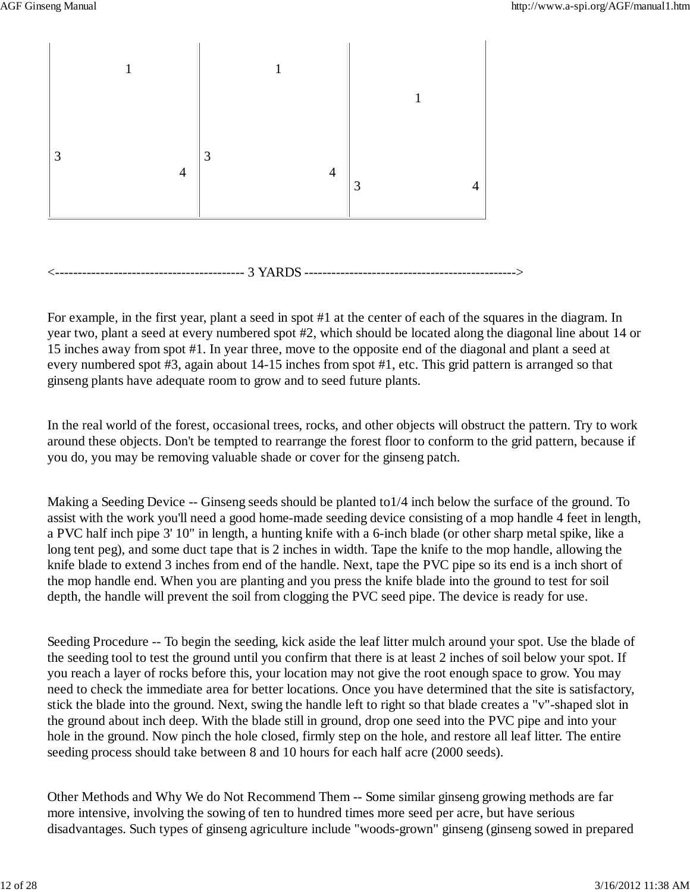| 1<br><br><br>3<br>4 | 1<br><br><br>3<br>4 | 1<br><br><br>3 4 |
|---|---|---|

<------------------------------------------ 3 YARDS ----------------------------------------------->

For example, in the first year, plant a seed in spot #1 at the center of each of the squares in the diagram. In year two, plant a seed at every numbered spot #2, which should be located along the diagonal line about 14 or 15 inches away from spot #1. In year three, move to the opposite end of the diagonal and plant a seed at every numbered spot #3, again about 14-15 inches from spot #1, etc. This grid pattern is arranged so that ginseng plants have adequate room to grow and to seed future plants.

In the real world of the forest, occasional trees, rocks, and other objects will obstruct the pattern. Try to work around these objects. Don't be tempted to rearrange the forest floor to conform to the grid pattern, because if you do, you may be removing valuable shade or cover for the ginseng patch.

Making a Seeding Device -- Ginseng seeds should be planted to1/4 inch below the surface of the ground. To assist with the work you'll need a good home-made seeding device consisting of a mop handle 4 feet in length, a PVC half inch pipe 3' 10" in length, a hunting knife with a 6-inch blade (or other sharp metal spike, like a long tent peg), and some duct tape that is 2 inches in width. Tape the knife to the mop handle, allowing the knife blade to extend 3 inches from end of the handle. Next, tape the PVC pipe so its end is a inch short of the mop handle end. When you are planting and you press the knife blade into the ground to test for soil depth, the handle will prevent the soil from clogging the PVC seed pipe. The device is ready for use.

Seeding Procedure -- To begin the seeding, kick aside the leaf litter mulch around your spot. Use the blade of the seeding tool to test the ground until you confirm that there is at least 2 inches of soil below your spot. If you reach a layer of rocks before this, your location may not give the root enough space to grow. You may need to check the immediate area for better locations. Once you have determined that the site is satisfactory, stick the blade into the ground. Next, swing the handle left to right so that blade creates a "v"-shaped slot in the ground about inch deep. With the blade still in ground, drop one seed into the PVC pipe and into your hole in the ground. Now pinch the hole closed, firmly step on the hole, and restore all leaf litter. The entire seeding process should take between 8 and 10 hours for each half acre (2000 seeds).

Other Methods and Why We do Not Recommend Them -- Some similar ginseng growing methods are far more intensive, involving the sowing of ten to hundred times more seed per acre, but have serious disadvantages. Such types of ginseng agriculture include "woods-grown" ginseng (ginseng sowed in prepared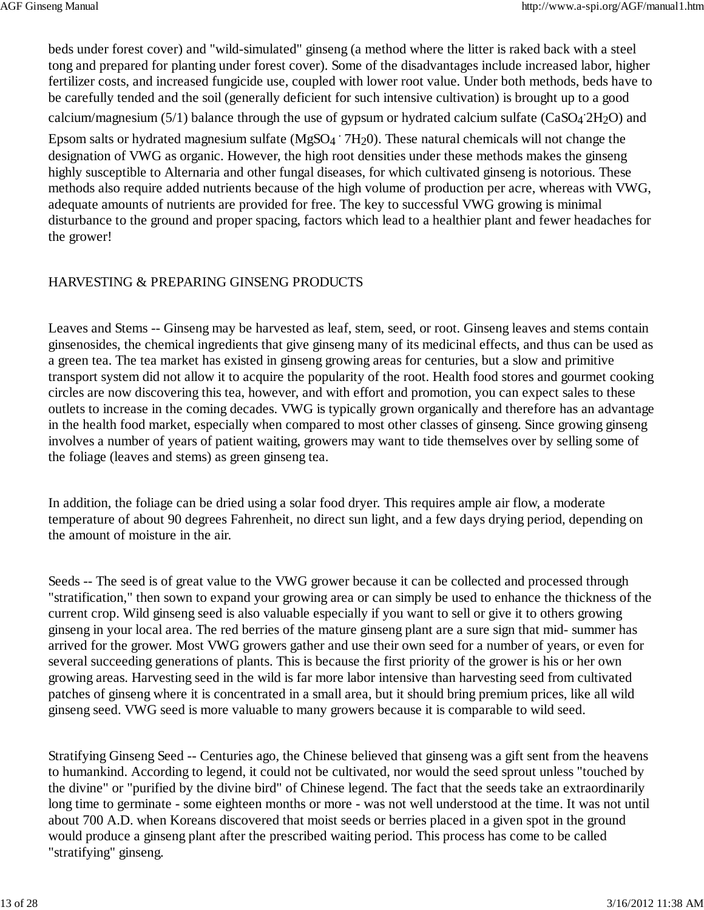beds under forest cover) and "wild-simulated" ginseng (a method where the litter is raked back with a steel tong and prepared for planting under forest cover). Some of the disadvantages include increased labor, higher fertilizer costs, and increased fungicide use, coupled with lower root value. Under both methods, beds have to be carefully tended and the soil (generally deficient for such intensive cultivation) is brought up to a good calcium/magnesium (5/1) balance through the use of gypsum or hydrated calcium sulfate ($CaSO_4 \cdot 2H_2O$) and Epsom salts or hydrated magnesium sulfate ($MgSO_4 \cdot 7H_20$). These natural chemicals will not change the designation of VWG as organic. However, the high root densities under these methods makes the ginseng highly susceptible to Alternaria and other fungal diseases, for which cultivated ginseng is notorious. These methods also require added nutrients because of the high volume of production per acre, whereas with VWG, adequate amounts of nutrients are provided for free. The key to successful VWG growing is minimal disturbance to the ground and proper spacing, factors which lead to a healthier plant and fewer headaches for the grower!

## HARVESTING & PREPARING GINSENG PRODUCTS

Leaves and Stems -- Ginseng may be harvested as leaf, stem, seed, or root. Ginseng leaves and stems contain ginsenosides, the chemical ingredients that give ginseng many of its medicinal effects, and thus can be used as a green tea. The tea market has existed in ginseng growing areas for centuries, but a slow and primitive transport system did not allow it to acquire the popularity of the root. Health food stores and gourmet cooking circles are now discovering this tea, however, and with effort and promotion, you can expect sales to these outlets to increase in the coming decades. VWG is typically grown organically and therefore has an advantage in the health food market, especially when compared to most other classes of ginseng. Since growing ginseng involves a number of years of patient waiting, growers may want to tide themselves over by selling some of the foliage (leaves and stems) as green ginseng tea.

In addition, the foliage can be dried using a solar food dryer. This requires ample air flow, a moderate temperature of about 90 degrees Fahrenheit, no direct sun light, and a few days drying period, depending on the amount of moisture in the air.

Seeds -- The seed is of great value to the VWG grower because it can be collected and processed through "stratification," then sown to expand your growing area or can simply be used to enhance the thickness of the current crop. Wild ginseng seed is also valuable especially if you want to sell or give it to others growing ginseng in your local area. The red berries of the mature ginseng plant are a sure sign that mid- summer has arrived for the grower. Most VWG growers gather and use their own seed for a number of years, or even for several succeeding generations of plants. This is because the first priority of the grower is his or her own growing areas. Harvesting seed in the wild is far more labor intensive than harvesting seed from cultivated patches of ginseng where it is concentrated in a small area, but it should bring premium prices, like all wild ginseng seed. VWG seed is more valuable to many growers because it is comparable to wild seed.

Stratifying Ginseng Seed -- Centuries ago, the Chinese believed that ginseng was a gift sent from the heavens to humankind. According to legend, it could not be cultivated, nor would the seed sprout unless "touched by the divine" or "purified by the divine bird" of Chinese legend. The fact that the seeds take an extraordinarily long time to germinate - some eighteen months or more - was not well understood at the time. It was not until about 700 A.D. when Koreans discovered that moist seeds or berries placed in a given spot in the ground would produce a ginseng plant after the prescribed waiting period. This process has come to be called "stratifying" ginseng.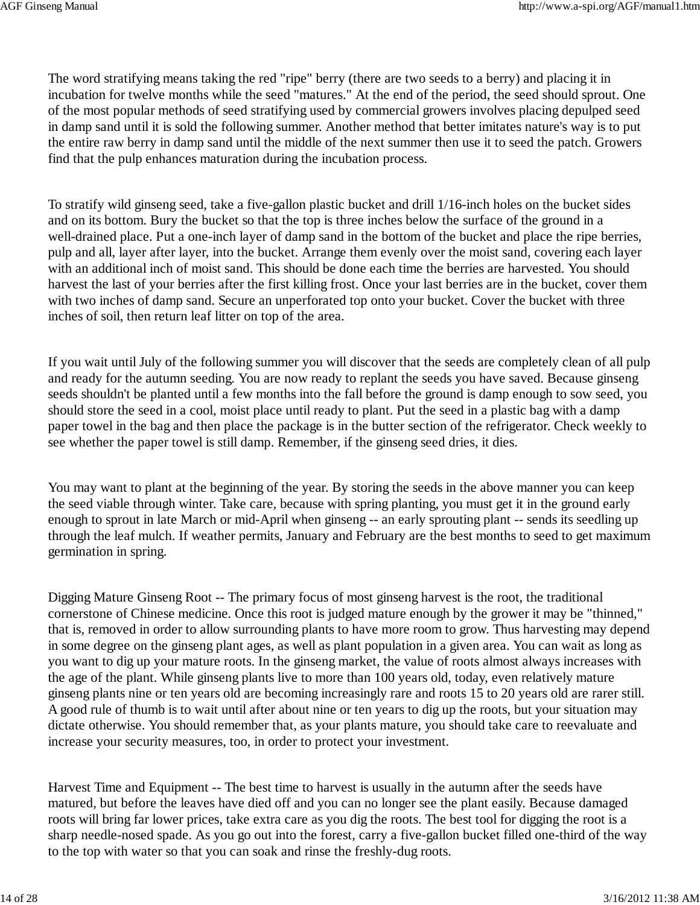The word stratifying means taking the red "ripe" berry (there are two seeds to a berry) and placing it in incubation for twelve months while the seed "matures." At the end of the period, the seed should sprout. One of the most popular methods of seed stratifying used by commercial growers involves placing depulped seed in damp sand until it is sold the following summer. Another method that better imitates nature's way is to put the entire raw berry in damp sand until the middle of the next summer then use it to seed the patch. Growers find that the pulp enhances maturation during the incubation process.

To stratify wild ginseng seed, take a five-gallon plastic bucket and drill 1/16-inch holes on the bucket sides and on its bottom. Bury the bucket so that the top is three inches below the surface of the ground in a well-drained place. Put a one-inch layer of damp sand in the bottom of the bucket and place the ripe berries, pulp and all, layer after layer, into the bucket. Arrange them evenly over the moist sand, covering each layer with an additional inch of moist sand. This should be done each time the berries are harvested. You should harvest the last of your berries after the first killing frost. Once your last berries are in the bucket, cover them with two inches of damp sand. Secure an unperforated top onto your bucket. Cover the bucket with three inches of soil, then return leaf litter on top of the area.

If you wait until July of the following summer you will discover that the seeds are completely clean of all pulp and ready for the autumn seeding. You are now ready to replant the seeds you have saved. Because ginseng seeds shouldn't be planted until a few months into the fall before the ground is damp enough to sow seed, you should store the seed in a cool, moist place until ready to plant. Put the seed in a plastic bag with a damp paper towel in the bag and then place the package is in the butter section of the refrigerator. Check weekly to see whether the paper towel is still damp. Remember, if the ginseng seed dries, it dies.

You may want to plant at the beginning of the year. By storing the seeds in the above manner you can keep the seed viable through winter. Take care, because with spring planting, you must get it in the ground early enough to sprout in late March or mid-April when ginseng -- an early sprouting plant -- sends its seedling up through the leaf mulch. If weather permits, January and February are the best months to seed to get maximum germination in spring.

Digging Mature Ginseng Root -- The primary focus of most ginseng harvest is the root, the traditional cornerstone of Chinese medicine. Once this root is judged mature enough by the grower it may be "thinned," that is, removed in order to allow surrounding plants to have more room to grow. Thus harvesting may depend in some degree on the ginseng plant ages, as well as plant population in a given area. You can wait as long as you want to dig up your mature roots. In the ginseng market, the value of roots almost always increases with the age of the plant. While ginseng plants live to more than 100 years old, today, even relatively mature ginseng plants nine or ten years old are becoming increasingly rare and roots 15 to 20 years old are rarer still. A good rule of thumb is to wait until after about nine or ten years to dig up the roots, but your situation may dictate otherwise. You should remember that, as your plants mature, you should take care to reevaluate and increase your security measures, too, in order to protect your investment.

Harvest Time and Equipment -- The best time to harvest is usually in the autumn after the seeds have matured, but before the leaves have died off and you can no longer see the plant easily. Because damaged roots will bring far lower prices, take extra care as you dig the roots. The best tool for digging the root is a sharp needle-nosed spade. As you go out into the forest, carry a five-gallon bucket filled one-third of the way to the top with water so that you can soak and rinse the freshly-dug roots.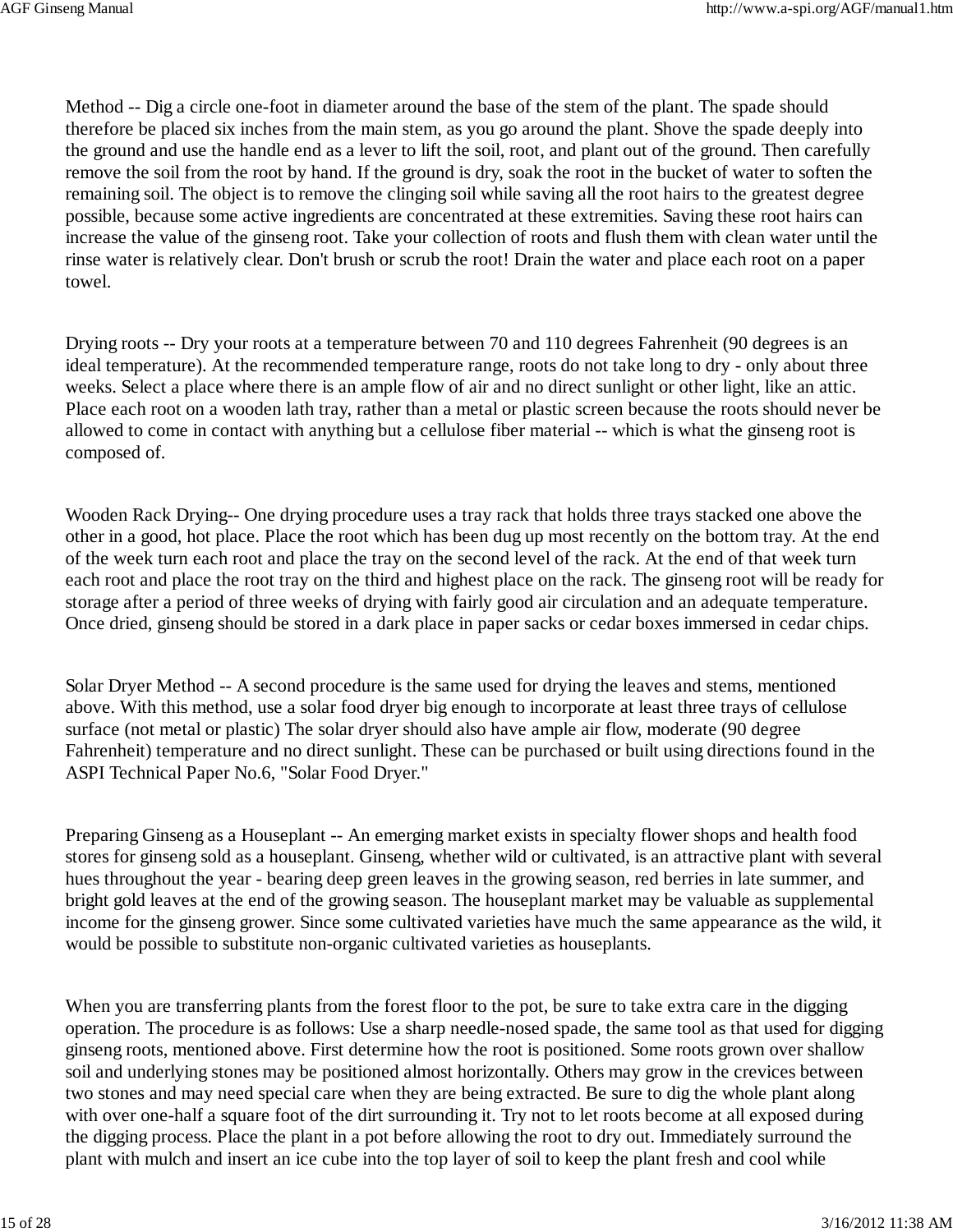Method -- Dig a circle one-foot in diameter around the base of the stem of the plant. The spade should therefore be placed six inches from the main stem, as you go around the plant. Shove the spade deeply into the ground and use the handle end as a lever to lift the soil, root, and plant out of the ground. Then carefully remove the soil from the root by hand. If the ground is dry, soak the root in the bucket of water to soften the remaining soil. The object is to remove the clinging soil while saving all the root hairs to the greatest degree possible, because some active ingredients are concentrated at these extremities. Saving these root hairs can increase the value of the ginseng root. Take your collection of roots and flush them with clean water until the rinse water is relatively clear. Don't brush or scrub the root! Drain the water and place each root on a paper towel.

Drying roots -- Dry your roots at a temperature between 70 and 110 degrees Fahrenheit (90 degrees is an ideal temperature). At the recommended temperature range, roots do not take long to dry - only about three weeks. Select a place where there is an ample flow of air and no direct sunlight or other light, like an attic. Place each root on a wooden lath tray, rather than a metal or plastic screen because the roots should never be allowed to come in contact with anything but a cellulose fiber material -- which is what the ginseng root is composed of.

Wooden Rack Drying-- One drying procedure uses a tray rack that holds three trays stacked one above the other in a good, hot place. Place the root which has been dug up most recently on the bottom tray. At the end of the week turn each root and place the tray on the second level of the rack. At the end of that week turn each root and place the root tray on the third and highest place on the rack. The ginseng root will be ready for storage after a period of three weeks of drying with fairly good air circulation and an adequate temperature. Once dried, ginseng should be stored in a dark place in paper sacks or cedar boxes immersed in cedar chips.

Solar Dryer Method -- A second procedure is the same used for drying the leaves and stems, mentioned above. With this method, use a solar food dryer big enough to incorporate at least three trays of cellulose surface (not metal or plastic) The solar dryer should also have ample air flow, moderate (90 degree Fahrenheit) temperature and no direct sunlight. These can be purchased or built using directions found in the ASPI Technical Paper No.6, "Solar Food Dryer."

Preparing Ginseng as a Houseplant -- An emerging market exists in specialty flower shops and health food stores for ginseng sold as a houseplant. Ginseng, whether wild or cultivated, is an attractive plant with several hues throughout the year - bearing deep green leaves in the growing season, red berries in late summer, and bright gold leaves at the end of the growing season. The houseplant market may be valuable as supplemental income for the ginseng grower. Since some cultivated varieties have much the same appearance as the wild, it would be possible to substitute non-organic cultivated varieties as houseplants.

When you are transferring plants from the forest floor to the pot, be sure to take extra care in the digging operation. The procedure is as follows: Use a sharp needle-nosed spade, the same tool as that used for digging ginseng roots, mentioned above. First determine how the root is positioned. Some roots grown over shallow soil and underlying stones may be positioned almost horizontally. Others may grow in the crevices between two stones and may need special care when they are being extracted. Be sure to dig the whole plant along with over one-half a square foot of the dirt surrounding it. Try not to let roots become at all exposed during the digging process. Place the plant in a pot before allowing the root to dry out. Immediately surround the plant with mulch and insert an ice cube into the top layer of soil to keep the plant fresh and cool while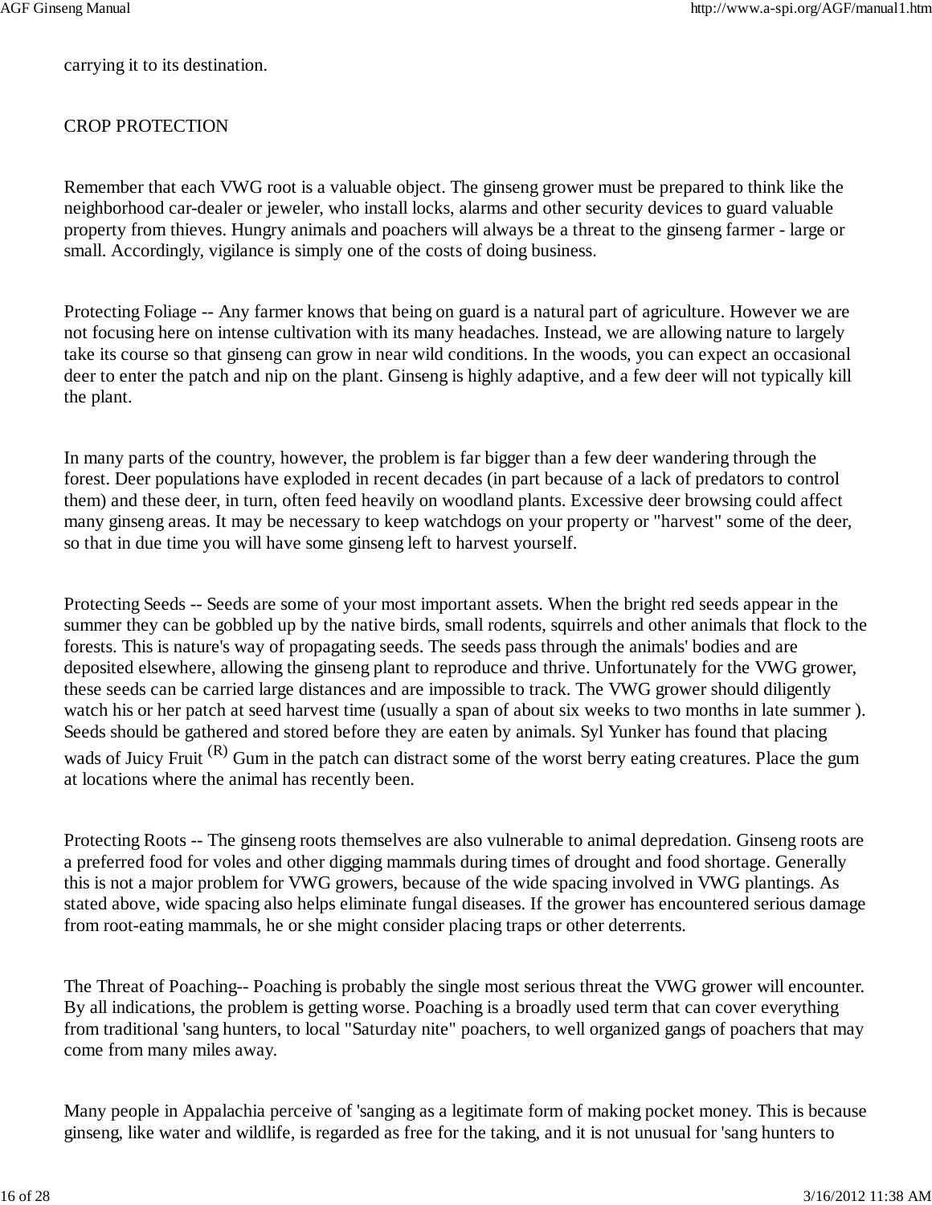carrying it to its destination.

## CROP PROTECTION

Remember that each VWG root is a valuable object. The ginseng grower must be prepared to think like the neighborhood car-dealer or jeweler, who install locks, alarms and other security devices to guard valuable property from thieves. Hungry animals and poachers will always be a threat to the ginseng farmer - large or small. Accordingly, vigilance is simply one of the costs of doing business.

Protecting Foliage -- Any farmer knows that being on guard is a natural part of agriculture. However we are not focusing here on intense cultivation with its many headaches. Instead, we are allowing nature to largely take its course so that ginseng can grow in near wild conditions. In the woods, you can expect an occasional deer to enter the patch and nip on the plant. Ginseng is highly adaptive, and a few deer will not typically kill the plant.

In many parts of the country, however, the problem is far bigger than a few deer wandering through the forest. Deer populations have exploded in recent decades (in part because of a lack of predators to control them) and these deer, in turn, often feed heavily on woodland plants. Excessive deer browsing could affect many ginseng areas. It may be necessary to keep watchdogs on your property or "harvest" some of the deer, so that in due time you will have some ginseng left to harvest yourself.

Protecting Seeds -- Seeds are some of your most important assets. When the bright red seeds appear in the summer they can be gobbled up by the native birds, small rodents, squirrels and other animals that flock to the forests. This is nature's way of propagating seeds. The seeds pass through the animals' bodies and are deposited elsewhere, allowing the ginseng plant to reproduce and thrive. Unfortunately for the VWG grower, these seeds can be carried large distances and are impossible to track. The VWG grower should diligently watch his or her patch at seed harvest time (usually a span of about six weeks to two months in late summer ). Seeds should be gathered and stored before they are eaten by animals. Syl Yunker has found that placing wads of Juicy Fruit (R) Gum in the patch can distract some of the worst berry eating creatures. Place the gum at locations where the animal has recently been.

Protecting Roots -- The ginseng roots themselves are also vulnerable to animal depredation. Ginseng roots are a preferred food for voles and other digging mammals during times of drought and food shortage. Generally this is not a major problem for VWG growers, because of the wide spacing involved in VWG plantings. As stated above, wide spacing also helps eliminate fungal diseases. If the grower has encountered serious damage from root-eating mammals, he or she might consider placing traps or other deterrents.

The Threat of Poaching-- Poaching is probably the single most serious threat the VWG grower will encounter. By all indications, the problem is getting worse. Poaching is a broadly used term that can cover everything from traditional 'sang hunters, to local "Saturday nite" poachers, to well organized gangs of poachers that may come from many miles away.

Many people in Appalachia perceive of 'sanging as a legitimate form of making pocket money. This is because ginseng, like water and wildlife, is regarded as free for the taking, and it is not unusual for 'sang hunters to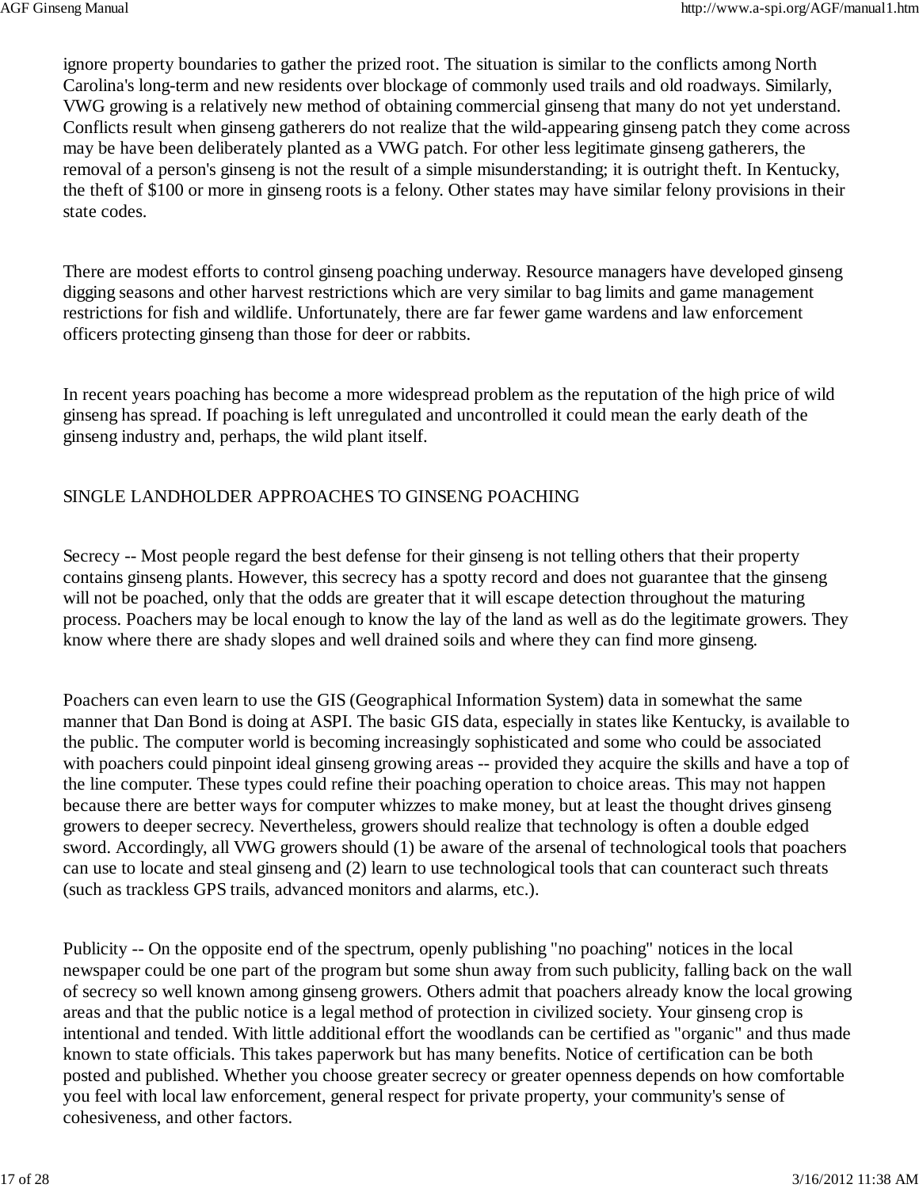ignore property boundaries to gather the prized root. The situation is similar to the conflicts among North Carolina's long-term and new residents over blockage of commonly used trails and old roadways. Similarly, VWG growing is a relatively new method of obtaining commercial ginseng that many do not yet understand. Conflicts result when ginseng gatherers do not realize that the wild-appearing ginseng patch they come across may be have been deliberately planted as a VWG patch. For other less legitimate ginseng gatherers, the removal of a person's ginseng is not the result of a simple misunderstanding; it is outright theft. In Kentucky, the theft of $100 or more in ginseng roots is a felony. Other states may have similar felony provisions in their state codes.

There are modest efforts to control ginseng poaching underway. Resource managers have developed ginseng digging seasons and other harvest restrictions which are very similar to bag limits and game management restrictions for fish and wildlife. Unfortunately, there are far fewer game wardens and law enforcement officers protecting ginseng than those for deer or rabbits.

In recent years poaching has become a more widespread problem as the reputation of the high price of wild ginseng has spread. If poaching is left unregulated and uncontrolled it could mean the early death of the ginseng industry and, perhaps, the wild plant itself.

## SINGLE LANDHOLDER APPROACHES TO GINSENG POACHING

Secrecy -- Most people regard the best defense for their ginseng is not telling others that their property contains ginseng plants. However, this secrecy has a spotty record and does not guarantee that the ginseng will not be poached, only that the odds are greater that it will escape detection throughout the maturing process. Poachers may be local enough to know the lay of the land as well as do the legitimate growers. They know where there are shady slopes and well drained soils and where they can find more ginseng.

Poachers can even learn to use the GIS (Geographical Information System) data in somewhat the same manner that Dan Bond is doing at ASPI. The basic GIS data, especially in states like Kentucky, is available to the public. The computer world is becoming increasingly sophisticated and some who could be associated with poachers could pinpoint ideal ginseng growing areas -- provided they acquire the skills and have a top of the line computer. These types could refine their poaching operation to choice areas. This may not happen because there are better ways for computer whizzes to make money, but at least the thought drives ginseng growers to deeper secrecy. Nevertheless, growers should realize that technology is often a double edged sword. Accordingly, all VWG growers should (1) be aware of the arsenal of technological tools that poachers can use to locate and steal ginseng and (2) learn to use technological tools that can counteract such threats (such as trackless GPS trails, advanced monitors and alarms, etc.).

Publicity -- On the opposite end of the spectrum, openly publishing "no poaching" notices in the local newspaper could be one part of the program but some shun away from such publicity, falling back on the wall of secrecy so well known among ginseng growers. Others admit that poachers already know the local growing areas and that the public notice is a legal method of protection in civilized society. Your ginseng crop is intentional and tended. With little additional effort the woodlands can be certified as "organic" and thus made known to state officials. This takes paperwork but has many benefits. Notice of certification can be both posted and published. Whether you choose greater secrecy or greater openness depends on how comfortable you feel with local law enforcement, general respect for private property, your community's sense of cohesiveness, and other factors.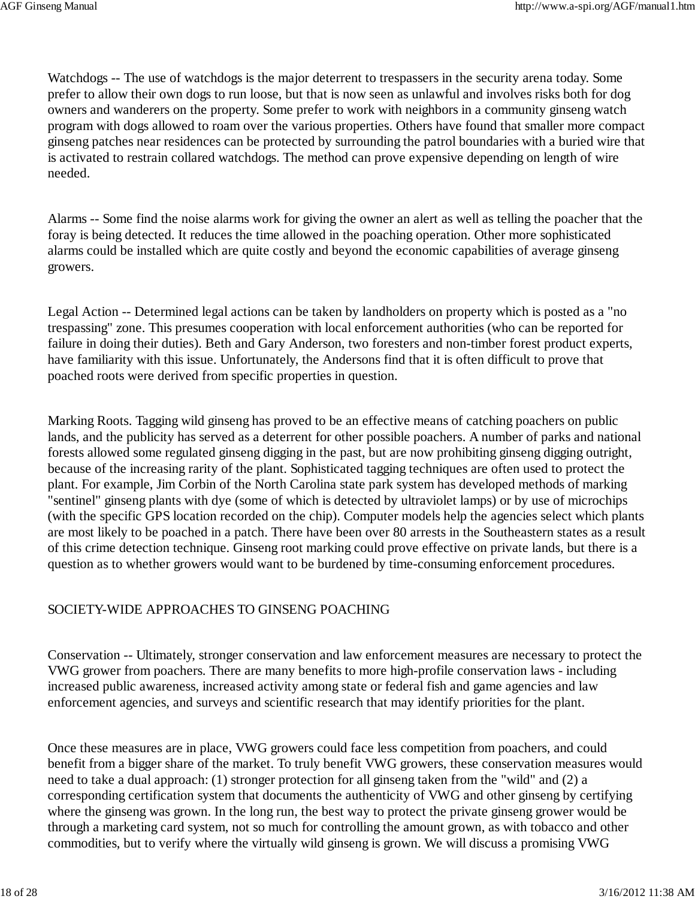Watchdogs -- The use of watchdogs is the major deterrent to trespassers in the security arena today. Some prefer to allow their own dogs to run loose, but that is now seen as unlawful and involves risks both for dog owners and wanderers on the property. Some prefer to work with neighbors in a community ginseng watch program with dogs allowed to roam over the various properties. Others have found that smaller more compact ginseng patches near residences can be protected by surrounding the patrol boundaries with a buried wire that is activated to restrain collared watchdogs. The method can prove expensive depending on length of wire needed.

Alarms -- Some find the noise alarms work for giving the owner an alert as well as telling the poacher that the foray is being detected. It reduces the time allowed in the poaching operation. Other more sophisticated alarms could be installed which are quite costly and beyond the economic capabilities of average ginseng growers.

Legal Action -- Determined legal actions can be taken by landholders on property which is posted as a "no trespassing" zone. This presumes cooperation with local enforcement authorities (who can be reported for failure in doing their duties). Beth and Gary Anderson, two foresters and non-timber forest product experts, have familiarity with this issue. Unfortunately, the Andersons find that it is often difficult to prove that poached roots were derived from specific properties in question.

Marking Roots. Tagging wild ginseng has proved to be an effective means of catching poachers on public lands, and the publicity has served as a deterrent for other possible poachers. A number of parks and national forests allowed some regulated ginseng digging in the past, but are now prohibiting ginseng digging outright, because of the increasing rarity of the plant. Sophisticated tagging techniques are often used to protect the plant. For example, Jim Corbin of the North Carolina state park system has developed methods of marking "sentinel" ginseng plants with dye (some of which is detected by ultraviolet lamps) or by use of microchips (with the specific GPS location recorded on the chip). Computer models help the agencies select which plants are most likely to be poached in a patch. There have been over 80 arrests in the Southeastern states as a result of this crime detection technique. Ginseng root marking could prove effective on private lands, but there is a question as to whether growers would want to be burdened by time-consuming enforcement procedures.

## SOCIETY-WIDE APPROACHES TO GINSENG POACHING

Conservation -- Ultimately, stronger conservation and law enforcement measures are necessary to protect the VWG grower from poachers. There are many benefits to more high-profile conservation laws - including increased public awareness, increased activity among state or federal fish and game agencies and law enforcement agencies, and surveys and scientific research that may identify priorities for the plant.

Once these measures are in place, VWG growers could face less competition from poachers, and could benefit from a bigger share of the market. To truly benefit VWG growers, these conservation measures would need to take a dual approach: (1) stronger protection for all ginseng taken from the "wild" and (2) a corresponding certification system that documents the authenticity of VWG and other ginseng by certifying where the ginseng was grown. In the long run, the best way to protect the private ginseng grower would be through a marketing card system, not so much for controlling the amount grown, as with tobacco and other commodities, but to verify where the virtually wild ginseng is grown. We will discuss a promising VWG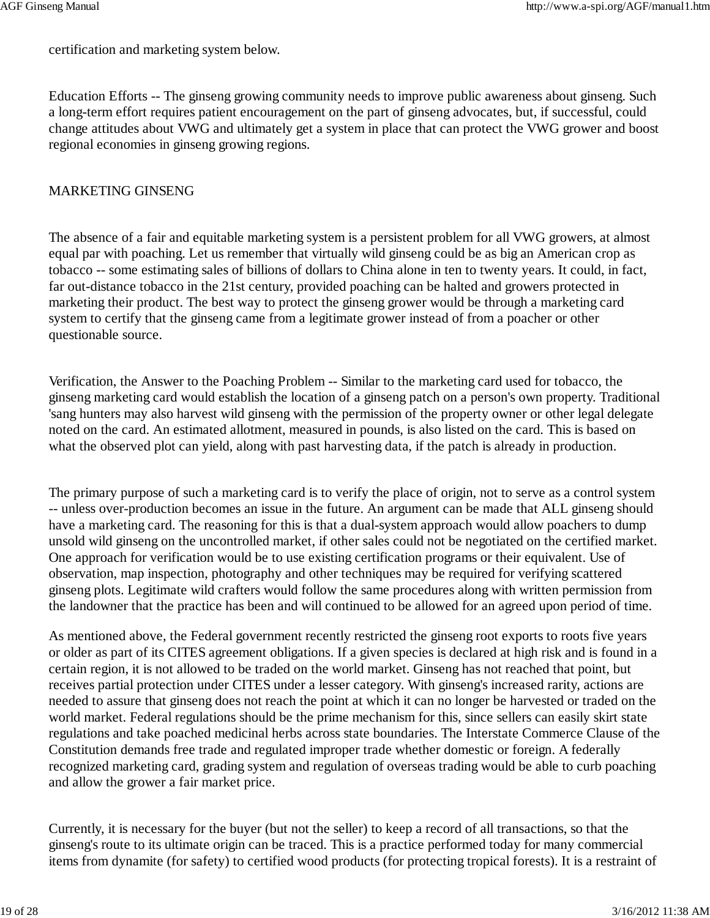certification and marketing system below.

Education Efforts -- The ginseng growing community needs to improve public awareness about ginseng. Such a long-term effort requires patient encouragement on the part of ginseng advocates, but, if successful, could change attitudes about VWG and ultimately get a system in place that can protect the VWG grower and boost regional economies in ginseng growing regions.

## MARKETING GINSENG

The absence of a fair and equitable marketing system is a persistent problem for all VWG growers, at almost equal par with poaching. Let us remember that virtually wild ginseng could be as big an American crop as tobacco -- some estimating sales of billions of dollars to China alone in ten to twenty years. It could, in fact, far out-distance tobacco in the 21st century, provided poaching can be halted and growers protected in marketing their product. The best way to protect the ginseng grower would be through a marketing card system to certify that the ginseng came from a legitimate grower instead of from a poacher or other questionable source.

Verification, the Answer to the Poaching Problem -- Similar to the marketing card used for tobacco, the ginseng marketing card would establish the location of a ginseng patch on a person's own property. Traditional 'sang hunters may also harvest wild ginseng with the permission of the property owner or other legal delegate noted on the card. An estimated allotment, measured in pounds, is also listed on the card. This is based on what the observed plot can yield, along with past harvesting data, if the patch is already in production.

The primary purpose of such a marketing card is to verify the place of origin, not to serve as a control system -- unless over-production becomes an issue in the future. An argument can be made that ALL ginseng should have a marketing card. The reasoning for this is that a dual-system approach would allow poachers to dump unsold wild ginseng on the uncontrolled market, if other sales could not be negotiated on the certified market. One approach for verification would be to use existing certification programs or their equivalent. Use of observation, map inspection, photography and other techniques may be required for verifying scattered ginseng plots. Legitimate wild crafters would follow the same procedures along with written permission from the landowner that the practice has been and will continued to be allowed for an agreed upon period of time.

As mentioned above, the Federal government recently restricted the ginseng root exports to roots five years or older as part of its CITES agreement obligations. If a given species is declared at high risk and is found in a certain region, it is not allowed to be traded on the world market. Ginseng has not reached that point, but receives partial protection under CITES under a lesser category. With ginseng's increased rarity, actions are needed to assure that ginseng does not reach the point at which it can no longer be harvested or traded on the world market. Federal regulations should be the prime mechanism for this, since sellers can easily skirt state regulations and take poached medicinal herbs across state boundaries. The Interstate Commerce Clause of the Constitution demands free trade and regulated improper trade whether domestic or foreign. A federally recognized marketing card, grading system and regulation of overseas trading would be able to curb poaching and allow the grower a fair market price.

Currently, it is necessary for the buyer (but not the seller) to keep a record of all transactions, so that the ginseng's route to its ultimate origin can be traced. This is a practice performed today for many commercial items from dynamite (for safety) to certified wood products (for protecting tropical forests). It is a restraint of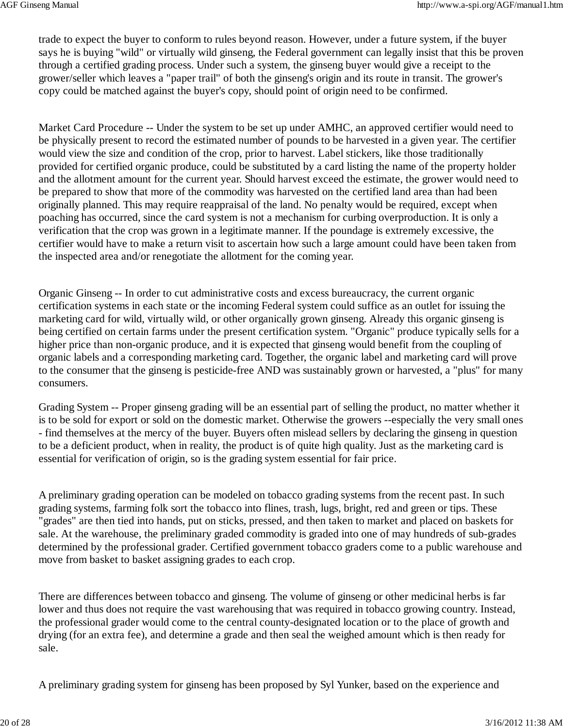trade to expect the buyer to conform to rules beyond reason. However, under a future system, if the buyer says he is buying "wild" or virtually wild ginseng, the Federal government can legally insist that this be proven through a certified grading process. Under such a system, the ginseng buyer would give a receipt to the grower/seller which leaves a "paper trail" of both the ginseng's origin and its route in transit. The grower's copy could be matched against the buyer's copy, should point of origin need to be confirmed.

Market Card Procedure -- Under the system to be set up under AMHC, an approved certifier would need to be physically present to record the estimated number of pounds to be harvested in a given year. The certifier would view the size and condition of the crop, prior to harvest. Label stickers, like those traditionally provided for certified organic produce, could be substituted by a card listing the name of the property holder and the allotment amount for the current year. Should harvest exceed the estimate, the grower would need to be prepared to show that more of the commodity was harvested on the certified land area than had been originally planned. This may require reappraisal of the land. No penalty would be required, except when poaching has occurred, since the card system is not a mechanism for curbing overproduction. It is only a verification that the crop was grown in a legitimate manner. If the poundage is extremely excessive, the certifier would have to make a return visit to ascertain how such a large amount could have been taken from the inspected area and/or renegotiate the allotment for the coming year.

Organic Ginseng -- In order to cut administrative costs and excess bureaucracy, the current organic certification systems in each state or the incoming Federal system could suffice as an outlet for issuing the marketing card for wild, virtually wild, or other organically grown ginseng. Already this organic ginseng is being certified on certain farms under the present certification system. "Organic" produce typically sells for a higher price than non-organic produce, and it is expected that ginseng would benefit from the coupling of organic labels and a corresponding marketing card. Together, the organic label and marketing card will prove to the consumer that the ginseng is pesticide-free AND was sustainably grown or harvested, a "plus" for many consumers.

Grading System -- Proper ginseng grading will be an essential part of selling the product, no matter whether it is to be sold for export or sold on the domestic market. Otherwise the growers --especially the very small ones - find themselves at the mercy of the buyer. Buyers often mislead sellers by declaring the ginseng in question to be a deficient product, when in reality, the product is of quite high quality. Just as the marketing card is essential for verification of origin, so is the grading system essential for fair price.

A preliminary grading operation can be modeled on tobacco grading systems from the recent past. In such grading systems, farming folk sort the tobacco into flines, trash, lugs, bright, red and green or tips. These "grades" are then tied into hands, put on sticks, pressed, and then taken to market and placed on baskets for sale. At the warehouse, the preliminary graded commodity is graded into one of may hundreds of sub-grades determined by the professional grader. Certified government tobacco graders come to a public warehouse and move from basket to basket assigning grades to each crop.

There are differences between tobacco and ginseng. The volume of ginseng or other medicinal herbs is far lower and thus does not require the vast warehousing that was required in tobacco growing country. Instead, the professional grader would come to the central county-designated location or to the place of growth and drying (for an extra fee), and determine a grade and then seal the weighed amount which is then ready for sale.

A preliminary grading system for ginseng has been proposed by Syl Yunker, based on the experience and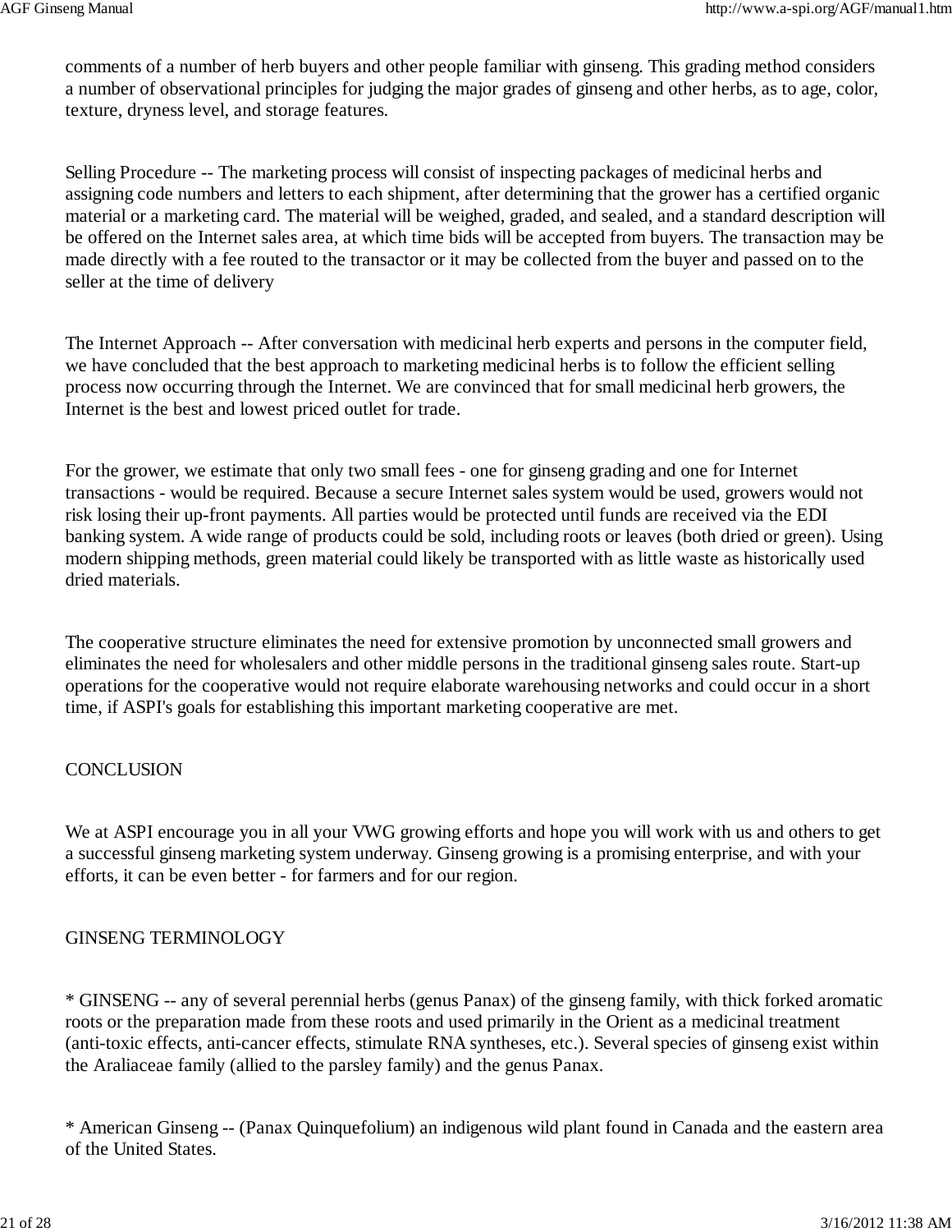comments of a number of herb buyers and other people familiar with ginseng. This grading method considers a number of observational principles for judging the major grades of ginseng and other herbs, as to age, color, texture, dryness level, and storage features.

Selling Procedure -- The marketing process will consist of inspecting packages of medicinal herbs and assigning code numbers and letters to each shipment, after determining that the grower has a certified organic material or a marketing card. The material will be weighed, graded, and sealed, and a standard description will be offered on the Internet sales area, at which time bids will be accepted from buyers. The transaction may be made directly with a fee routed to the transactor or it may be collected from the buyer and passed on to the seller at the time of delivery

The Internet Approach -- After conversation with medicinal herb experts and persons in the computer field, we have concluded that the best approach to marketing medicinal herbs is to follow the efficient selling process now occurring through the Internet. We are convinced that for small medicinal herb growers, the Internet is the best and lowest priced outlet for trade.

For the grower, we estimate that only two small fees - one for ginseng grading and one for Internet transactions - would be required. Because a secure Internet sales system would be used, growers would not risk losing their up-front payments. All parties would be protected until funds are received via the EDI banking system. A wide range of products could be sold, including roots or leaves (both dried or green). Using modern shipping methods, green material could likely be transported with as little waste as historically used dried materials.

The cooperative structure eliminates the need for extensive promotion by unconnected small growers and eliminates the need for wholesalers and other middle persons in the traditional ginseng sales route. Start-up operations for the cooperative would not require elaborate warehousing networks and could occur in a short time, if ASPI's goals for establishing this important marketing cooperative are met.

## CONCLUSION

We at ASPI encourage you in all your VWG growing efforts and hope you will work with us and others to get a successful ginseng marketing system underway. Ginseng growing is a promising enterprise, and with your efforts, it can be even better - for farmers and for our region.

## GINSENG TERMINOLOGY

* GINSENG -- any of several perennial herbs (genus Panax) of the ginseng family, with thick forked aromatic roots or the preparation made from these roots and used primarily in the Orient as a medicinal treatment (anti-toxic effects, anti-cancer effects, stimulate RNA syntheses, etc.). Several species of ginseng exist within the Araliaceae family (allied to the parsley family) and the genus Panax.

* American Ginseng -- (Panax Quinquefolium) an indigenous wild plant found in Canada and the eastern area of the United States.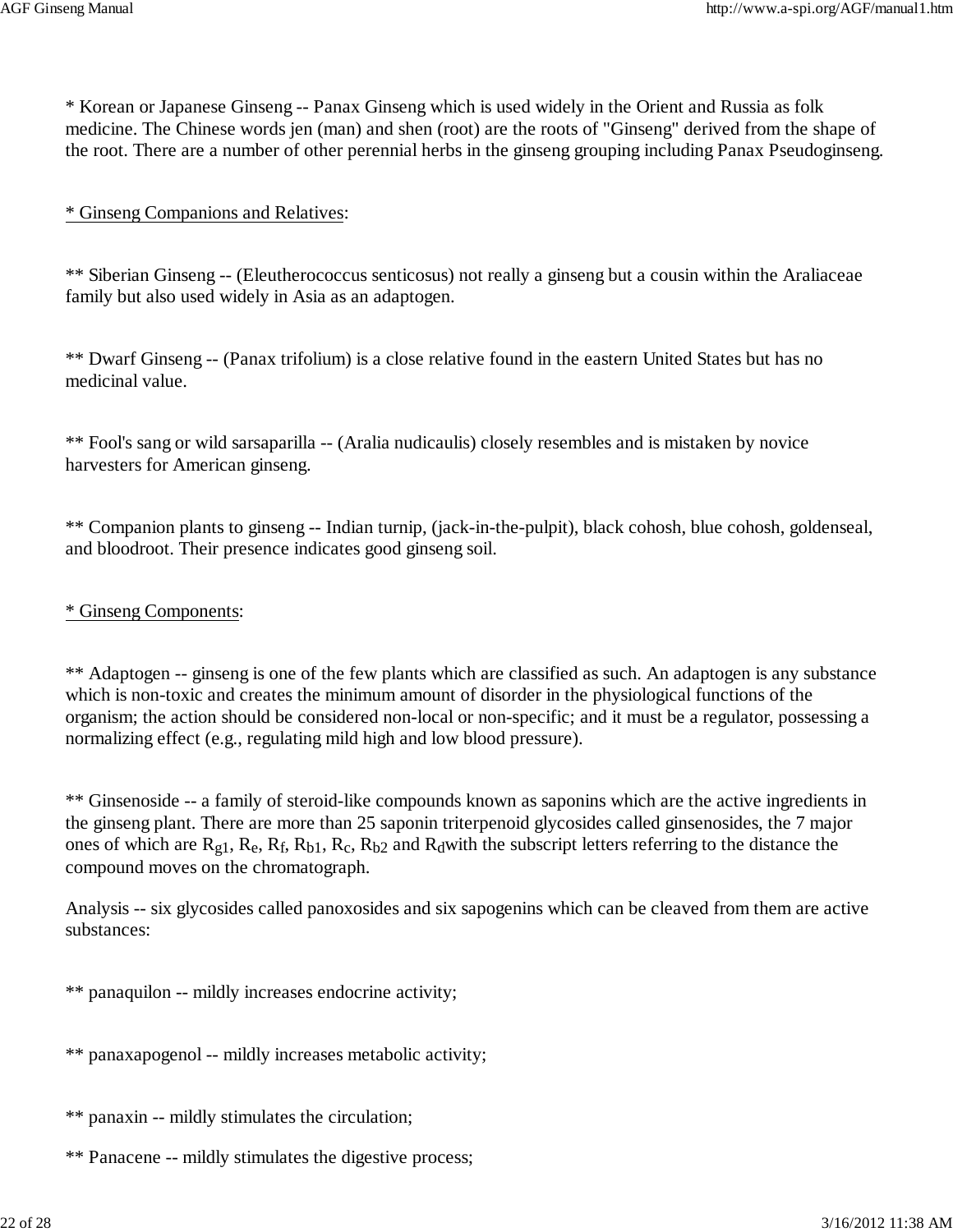* Korean or Japanese Ginseng -- Panax Ginseng which is used widely in the Orient and Russia as folk medicine. The Chinese words jen (man) and shen (root) are the roots of "Ginseng" derived from the shape of the root. There are a number of other perennial herbs in the ginseng grouping including Panax Pseudoginseng.

* <u>Ginseng Companions and Relatives</u>:

** Siberian Ginseng -- (Eleutherococcus senticosus) not really a ginseng but a cousin within the Araliaceae family but also used widely in Asia as an adaptogen.

** Dwarf Ginseng -- (Panax trifolium) is a close relative found in the eastern United States but has no medicinal value.

** Fool's sang or wild sarsaparilla -- (Aralia nudicaulis) closely resembles and is mistaken by novice harvesters for American ginseng.

** Companion plants to ginseng -- Indian turnip, (jack-in-the-pulpit), black cohosh, blue cohosh, goldenseal, and bloodroot. Their presence indicates good ginseng soil.

* <u>Ginseng Components</u>:

** Adaptogen -- ginseng is one of the few plants which are classified as such. An adaptogen is any substance which is non-toxic and creates the minimum amount of disorder in the physiological functions of the organism; the action should be considered non-local or non-specific; and it must be a regulator, possessing a normalizing effect (e.g., regulating mild high and low blood pressure).

** Ginsenoside -- a family of steroid-like compounds known as saponins which are the active ingredients in the ginseng plant. There are more than 25 saponin triterpenoid glycosides called ginsenosides, the 7 major ones of which are $R_{g1}$, $R_e$, $R_f$, $R_{b1}$, $R_c$, $R_{b2}$ and $R_d$with the subscript letters referring to the distance the compound moves on the chromatograph.

Analysis -- six glycosides called panoxosides and six sapogenins which can be cleaved from them are active substances:

** panaquilon -- mildly increases endocrine activity;

** panaxapogenol -- mildly increases metabolic activity;

** panaxin -- mildly stimulates the circulation;

** Panacene -- mildly stimulates the digestive process;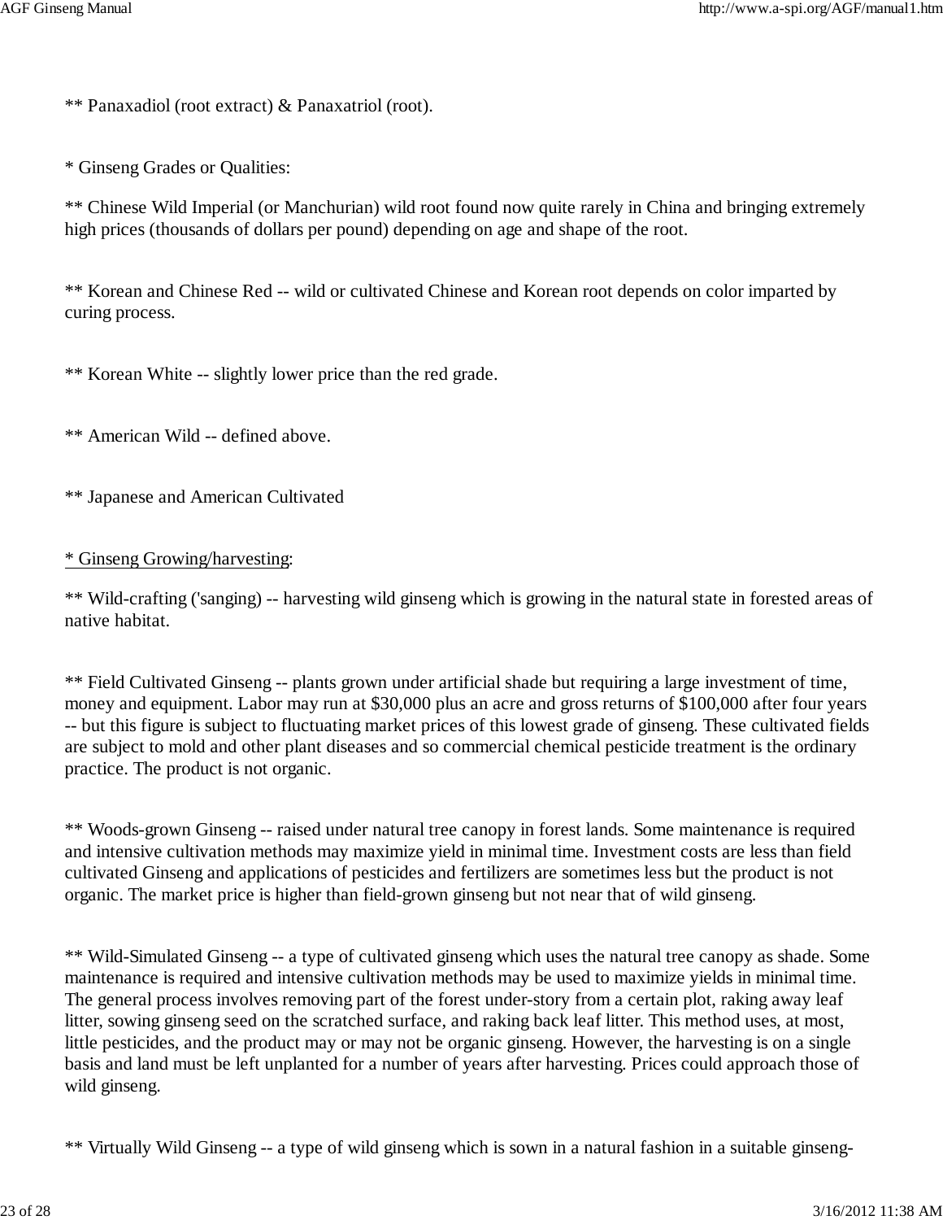** Panaxadiol (root extract) & Panaxatriol (root).

* Ginseng Grades or Qualities:

** Chinese Wild Imperial (or Manchurian) wild root found now quite rarely in China and bringing extremely high prices (thousands of dollars per pound) depending on age and shape of the root.

** Korean and Chinese Red -- wild or cultivated Chinese and Korean root depends on color imparted by curing process.

** Korean White -- slightly lower price than the red grade.

** American Wild -- defined above.

** Japanese and American Cultivated

<u>* Ginseng Growing/harvesting</u>:

** Wild-crafting ('sanging) -- harvesting wild ginseng which is growing in the natural state in forested areas of native habitat.

** Field Cultivated Ginseng -- plants grown under artificial shade but requiring a large investment of time, money and equipment. Labor may run at $30,000 plus an acre and gross returns of $100,000 after four years -- but this figure is subject to fluctuating market prices of this lowest grade of ginseng. These cultivated fields are subject to mold and other plant diseases and so commercial chemical pesticide treatment is the ordinary practice. The product is not organic.

** Woods-grown Ginseng -- raised under natural tree canopy in forest lands. Some maintenance is required and intensive cultivation methods may maximize yield in minimal time. Investment costs are less than field cultivated Ginseng and applications of pesticides and fertilizers are sometimes less but the product is not organic. The market price is higher than field-grown ginseng but not near that of wild ginseng.

** Wild-Simulated Ginseng -- a type of cultivated ginseng which uses the natural tree canopy as shade. Some maintenance is required and intensive cultivation methods may be used to maximize yields in minimal time. The general process involves removing part of the forest under-story from a certain plot, raking away leaf litter, sowing ginseng seed on the scratched surface, and raking back leaf litter. This method uses, at most, little pesticides, and the product may or may not be organic ginseng. However, the harvesting is on a single basis and land must be left unplanted for a number of years after harvesting. Prices could approach those of wild ginseng.

** Virtually Wild Ginseng -- a type of wild ginseng which is sown in a natural fashion in a suitable ginseng-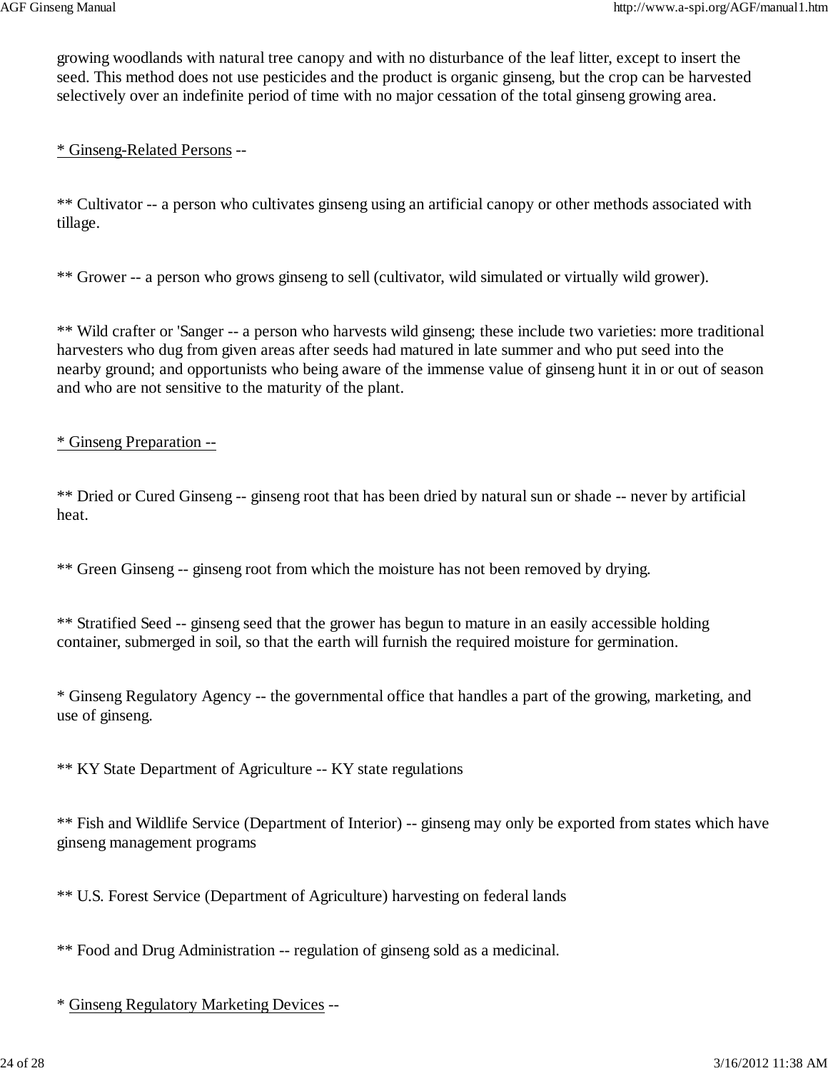growing woodlands with natural tree canopy and with no disturbance of the leaf litter, except to insert the seed. This method does not use pesticides and the product is organic ginseng, but the crop can be harvested selectively over an indefinite period of time with no major cessation of the total ginseng growing area.

* Ginseng-Related Persons --

** Cultivator -- a person who cultivates ginseng using an artificial canopy or other methods associated with tillage.

** Grower -- a person who grows ginseng to sell (cultivator, wild simulated or virtually wild grower).

** Wild crafter or 'Sanger -- a person who harvests wild ginseng; these include two varieties: more traditional harvesters who dug from given areas after seeds had matured in late summer and who put seed into the nearby ground; and opportunists who being aware of the immense value of ginseng hunt it in or out of season and who are not sensitive to the maturity of the plant.

* Ginseng Preparation --

** Dried or Cured Ginseng -- ginseng root that has been dried by natural sun or shade -- never by artificial heat.

** Green Ginseng -- ginseng root from which the moisture has not been removed by drying.

** Stratified Seed -- ginseng seed that the grower has begun to mature in an easily accessible holding container, submerged in soil, so that the earth will furnish the required moisture for germination.

* Ginseng Regulatory Agency -- the governmental office that handles a part of the growing, marketing, and use of ginseng.

** KY State Department of Agriculture -- KY state regulations

** Fish and Wildlife Service (Department of Interior) -- ginseng may only be exported from states which have ginseng management programs

** U.S. Forest Service (Department of Agriculture) harvesting on federal lands

** Food and Drug Administration -- regulation of ginseng sold as a medicinal.

* Ginseng Regulatory Marketing Devices --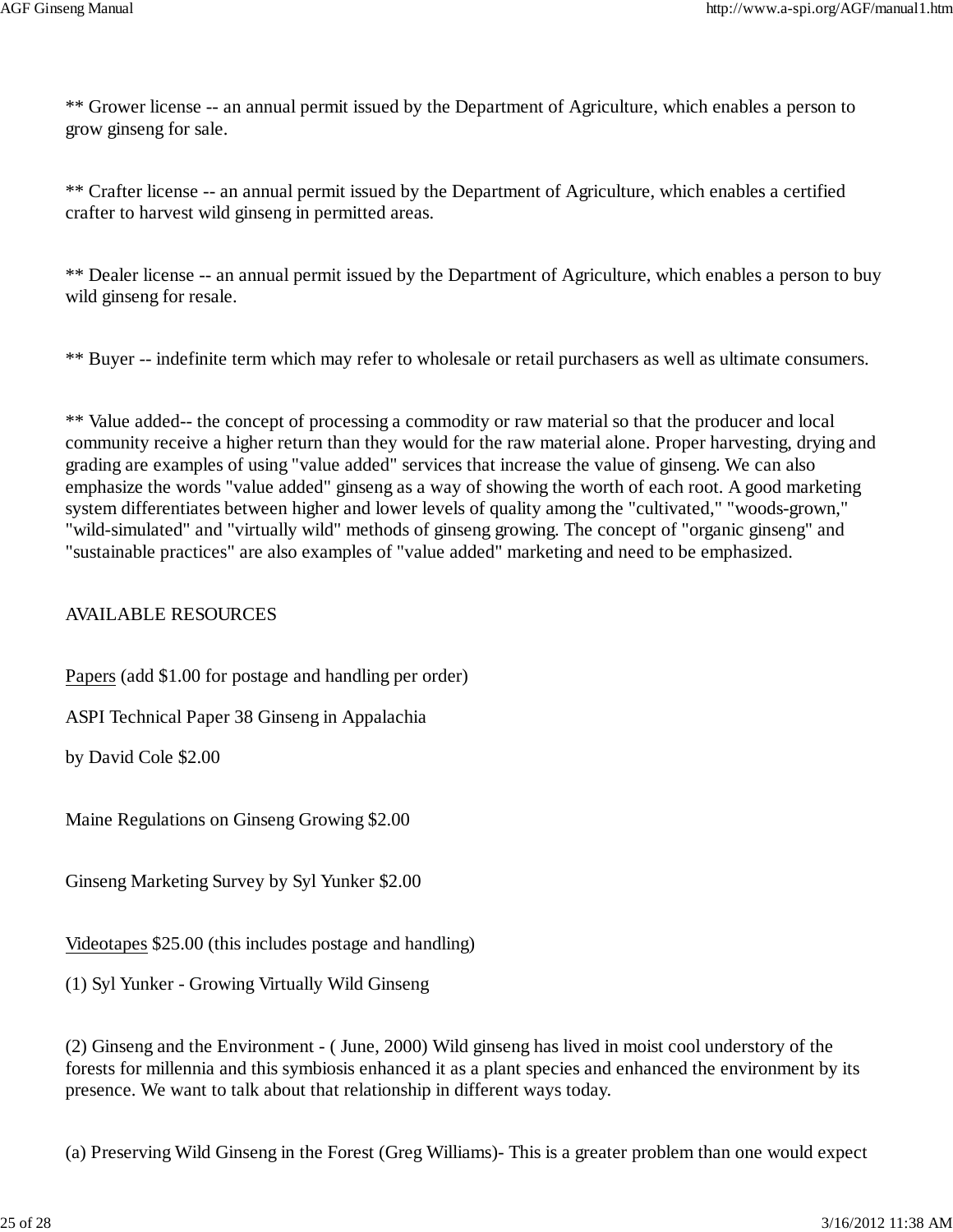** Grower license -- an annual permit issued by the Department of Agriculture, which enables a person to grow ginseng for sale.

** Crafter license -- an annual permit issued by the Department of Agriculture, which enables a certified crafter to harvest wild ginseng in permitted areas.

** Dealer license -- an annual permit issued by the Department of Agriculture, which enables a person to buy wild ginseng for resale.

** Buyer -- indefinite term which may refer to wholesale or retail purchasers as well as ultimate consumers.

** Value added-- the concept of processing a commodity or raw material so that the producer and local community receive a higher return than they would for the raw material alone. Proper harvesting, drying and grading are examples of using "value added" services that increase the value of ginseng. We can also emphasize the words "value added" ginseng as a way of showing the worth of each root. A good marketing system differentiates between higher and lower levels of quality among the "cultivated," "woods-grown," "wild-simulated" and "virtually wild" methods of ginseng growing. The concept of "organic ginseng" and "sustainable practices" are also examples of "value added" marketing and need to be emphasized.

AVAILABLE RESOURCES

Papers (add $1.00 for postage and handling per order)

ASPI Technical Paper 38 Ginseng in Appalachia

by David Cole $2.00

Maine Regulations on Ginseng Growing $2.00

Ginseng Marketing Survey by Syl Yunker $2.00

Videotapes $25.00 (this includes postage and handling)

(1) Syl Yunker - Growing Virtually Wild Ginseng

(2) Ginseng and the Environment - ( June, 2000) Wild ginseng has lived in moist cool understory of the forests for millennia and this symbiosis enhanced it as a plant species and enhanced the environment by its presence. We want to talk about that relationship in different ways today.

(a) Preserving Wild Ginseng in the Forest (Greg Williams)- This is a greater problem than one would expect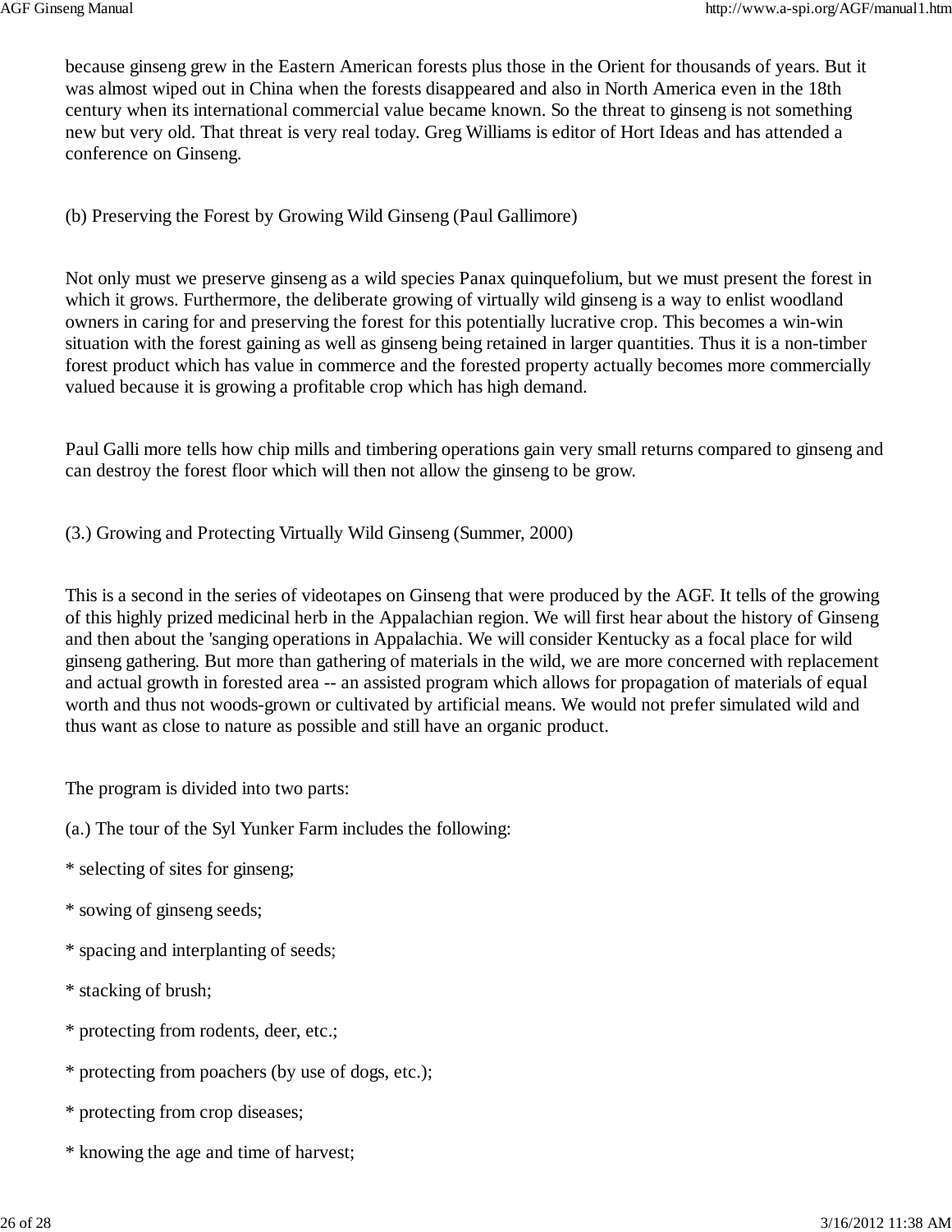because ginseng grew in the Eastern American forests plus those in the Orient for thousands of years. But it was almost wiped out in China when the forests disappeared and also in North America even in the 18th century when its international commercial value became known. So the threat to ginseng is not something new but very old. That threat is very real today. Greg Williams is editor of Hort Ideas and has attended a conference on Ginseng.

(b) Preserving the Forest by Growing Wild Ginseng (Paul Gallimore)

Not only must we preserve ginseng as a wild species Panax quinquefolium, but we must present the forest in which it grows. Furthermore, the deliberate growing of virtually wild ginseng is a way to enlist woodland owners in caring for and preserving the forest for this potentially lucrative crop. This becomes a win-win situation with the forest gaining as well as ginseng being retained in larger quantities. Thus it is a non-timber forest product which has value in commerce and the forested property actually becomes more commercially valued because it is growing a profitable crop which has high demand.

Paul Galli more tells how chip mills and timbering operations gain very small returns compared to ginseng and can destroy the forest floor which will then not allow the ginseng to be grow.

(3.) Growing and Protecting Virtually Wild Ginseng (Summer, 2000)

This is a second in the series of videotapes on Ginseng that were produced by the AGF. It tells of the growing of this highly prized medicinal herb in the Appalachian region. We will first hear about the history of Ginseng and then about the 'sanging operations in Appalachia. We will consider Kentucky as a focal place for wild ginseng gathering. But more than gathering of materials in the wild, we are more concerned with replacement and actual growth in forested area -- an assisted program which allows for propagation of materials of equal worth and thus not woods-grown or cultivated by artificial means. We would not prefer simulated wild and thus want as close to nature as possible and still have an organic product.

The program is divided into two parts:

(a.) The tour of the Syl Yunker Farm includes the following:

* selecting of sites for ginseng;

* sowing of ginseng seeds;

* spacing and interplanting of seeds;

* stacking of brush;

* protecting from rodents, deer, etc.;

* protecting from poachers (by use of dogs, etc.);

* protecting from crop diseases;

* knowing the age and time of harvest;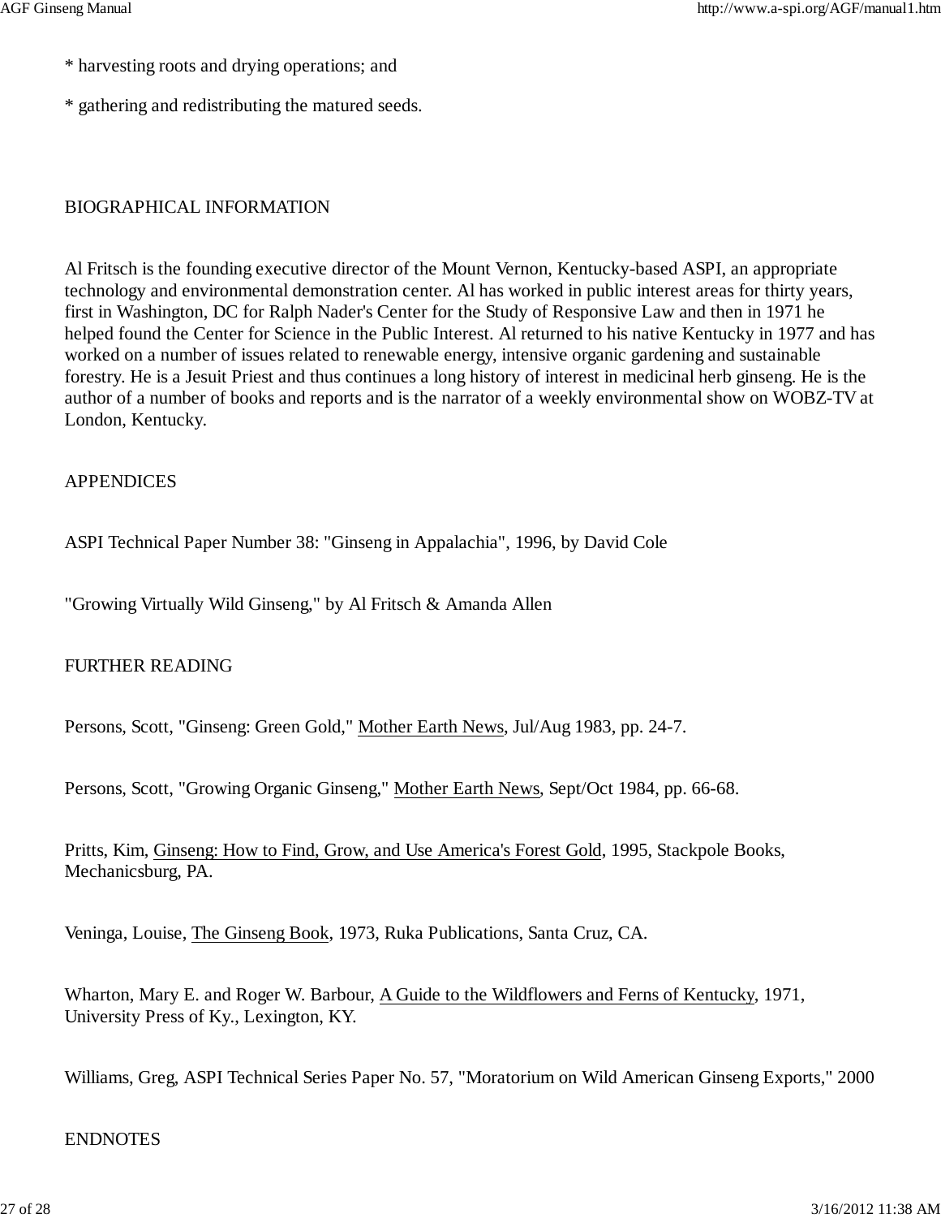* harvesting roots and drying operations; and

* gathering and redistributing the matured seeds.

## BIOGRAPHICAL INFORMATION

Al Fritsch is the founding executive director of the Mount Vernon, Kentucky-based ASPI, an appropriate technology and environmental demonstration center. Al has worked in public interest areas for thirty years, first in Washington, DC for Ralph Nader's Center for the Study of Responsive Law and then in 1971 he helped found the Center for Science in the Public Interest. Al returned to his native Kentucky in 1977 and has worked on a number of issues related to renewable energy, intensive organic gardening and sustainable forestry. He is a Jesuit Priest and thus continues a long history of interest in medicinal herb ginseng. He is the author of a number of books and reports and is the narrator of a weekly environmental show on WOBZ-TV at London, Kentucky.

## APPENDICES

ASPI Technical Paper Number 38: "Ginseng in Appalachia", 1996, by David Cole

"Growing Virtually Wild Ginseng," by Al Fritsch & Amanda Allen

## FURTHER READING

Persons, Scott, "Ginseng: Green Gold," Mother Earth News, Jul/Aug 1983, pp. 24-7.

Persons, Scott, "Growing Organic Ginseng," Mother Earth News, Sept/Oct 1984, pp. 66-68.

Pritts, Kim, Ginseng: How to Find, Grow, and Use America's Forest Gold, 1995, Stackpole Books, Mechanicsburg, PA.

Veninga, Louise, The Ginseng Book, 1973, Ruka Publications, Santa Cruz, CA.

Wharton, Mary E. and Roger W. Barbour, A Guide to the Wildflowers and Ferns of Kentucky, 1971, University Press of Ky., Lexington, KY.

Williams, Greg, ASPI Technical Series Paper No. 57, "Moratorium on Wild American Ginseng Exports," 2000

## ENDNOTES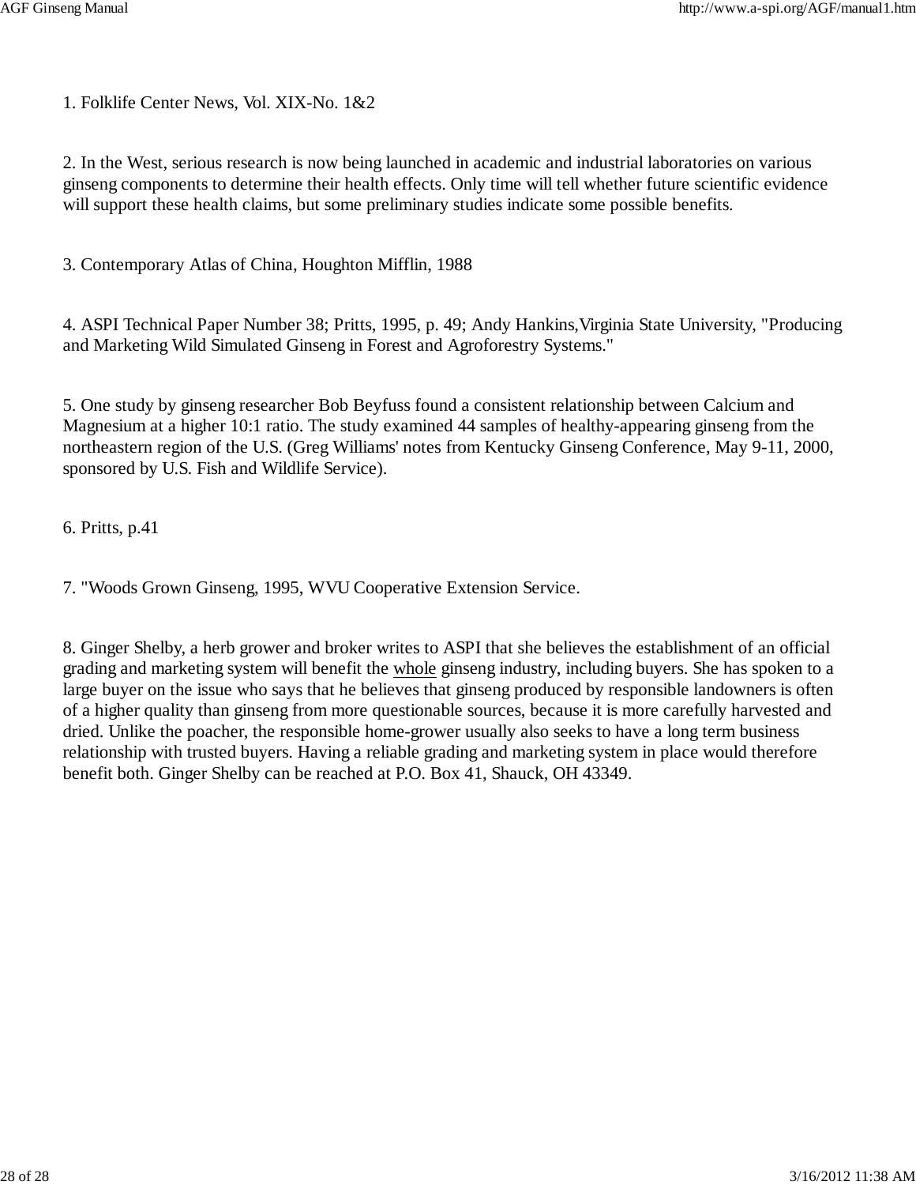1. Folklife Center News, Vol. XIX-No. 1&2

2. In the West, serious research is now being launched in academic and industrial laboratories on various ginseng components to determine their health effects. Only time will tell whether future scientific evidence will support these health claims, but some preliminary studies indicate some possible benefits.

3. Contemporary Atlas of China, Houghton Mifflin, 1988

4. ASPI Technical Paper Number 38; Pritts, 1995, p. 49; Andy Hankins,Virginia State University, "Producing and Marketing Wild Simulated Ginseng in Forest and Agroforestry Systems."

5. One study by ginseng researcher Bob Beyfuss found a consistent relationship between Calcium and Magnesium at a higher 10:1 ratio. The study examined 44 samples of healthy-appearing ginseng from the northeastern region of the U.S. (Greg Williams' notes from Kentucky Ginseng Conference, May 9-11, 2000, sponsored by U.S. Fish and Wildlife Service).

6. Pritts, p.41

7. "Woods Grown Ginseng, 1995, WVU Cooperative Extension Service.

8. Ginger Shelby, a herb grower and broker writes to ASPI that she believes the establishment of an official grading and marketing system will benefit the whole ginseng industry, including buyers. She has spoken to a large buyer on the issue who says that he believes that ginseng produced by responsible landowners is often of a higher quality than ginseng from more questionable sources, because it is more carefully harvested and dried. Unlike the poacher, the responsible home-grower usually also seeks to have a long term business relationship with trusted buyers. Having a reliable grading and marketing system in place would therefore benefit both. Ginger Shelby can be reached at P.O. Box 41, Shauck, OH 43349.